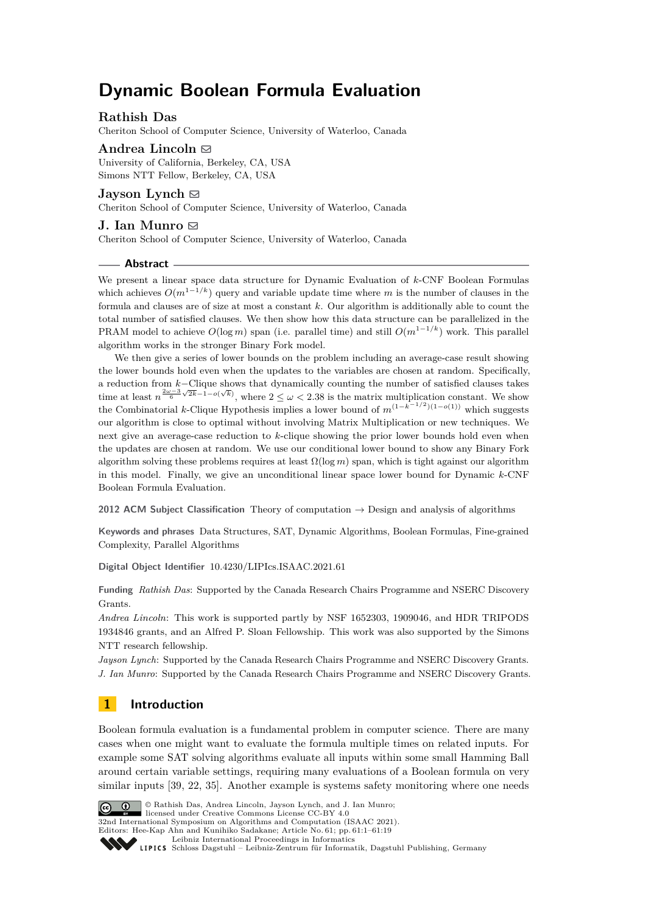# Dynamic Boolean Formula Evaluation

**Rathish Das**
Cheriton School of Computer Science, University of Waterloo, Canada

**Andrea Lincoln**
University of California, Berkeley, CA, USA
Simons NTT Fellow, Berkeley, CA, USA

**Jayson Lynch**
Cheriton School of Computer Science, University of Waterloo, Canada

**J. Ian Munro**
Cheriton School of Computer Science, University of Waterloo, Canada

## Abstract

We present a linear space data structure for Dynamic Evaluation of $k$-CNF Boolean Formulas which achieves $O(m^{1-1/k})$ query and variable update time where $m$ is the number of clauses in the formula and clauses are of size at most a constant $k$. Our algorithm is additionally able to count the total number of satisfied clauses. We then show how this data structure can be parallelized in the PRAM model to achieve $O(\log m)$ span (i.e. parallel time) and still $O(m^{1-1/k})$ work. This parallel algorithm works in the stronger Binary Fork model.

We then give a series of lower bounds on the problem including an average-case result showing the lower bounds hold even when the updates to the variables are chosen at random. Specifically, a reduction from $k-$Clique shows that dynamically counting the number of satisfied clauses takes time at least $n^{\frac{2\omega-3}{6}\sqrt{2k}-1-o(\sqrt{k})}$, where $2 \leq \omega < 2.38$ is the matrix multiplication constant. We show the Combinatorial $k$-Clique Hypothesis implies a lower bound of $m^{(1-k^{-1/2})(1-o(1))}$ which suggests our algorithm is close to optimal without involving Matrix Multiplication or new techniques. We next give an average-case reduction to $k$-clique showing the prior lower bounds hold even when the updates are chosen at random. We use our conditional lower bound to show any Binary Fork algorithm solving these problems requires at least $\Omega(\log m)$ span, which is tight against our algorithm in this model. Finally, we give an unconditional linear space lower bound for Dynamic $k$-CNF Boolean Formula Evaluation.

**2012 ACM Subject Classification** Theory of computation → Design and analysis of algorithms

**Keywords and phrases** Data Structures, SAT, Dynamic Algorithms, Boolean Formulas, Fine-grained Complexity, Parallel Algorithms

**Digital Object Identifier** 10.4230/LIPIcs.ISAAC.2021.61

**Funding** *Rathish Das*: Supported by the Canada Research Chairs Programme and NSERC Discovery Grants.
*Andrea Lincoln*: This work is supported partly by NSF 1652303, 1909046, and HDR TRIPODS 1934846 grants, and an Alfred P. Sloan Fellowship. This work was also supported by the Simons NTT research fellowship.
*Jayson Lynch*: Supported by the Canada Research Chairs Programme and NSERC Discovery Grants.
*J. Ian Munro*: Supported by the Canada Research Chairs Programme and NSERC Discovery Grants.

## 1 Introduction

Boolean formula evaluation is a fundamental problem in computer science. There are many cases when one might want to evaluate the formula multiple times on related inputs. For example some SAT solving algorithms evaluate all inputs within some small Hamming Ball around certain variable settings, requiring many evaluations of a Boolean formula on very similar inputs [39, 22, 35]. Another example is systems safety monitoring where one needs

© Rathish Das, Andrea Lincoln, Jayson Lynch, and J. Ian Munro;
licensed under Creative Commons License CC-BY 4.0
32nd International Symposium on Algorithms and Computation (ISAAC 2021).
Editors: Hee-Kap Ahn and Kunihiko Sadakane; Article No. 61; pp. 61:1–61:19
Leibniz International Proceedings in Informatics
LIPICS Schloss Dagstuhl – Leibniz-Zentrum für Informatik, Dagstuhl Publishing, Germany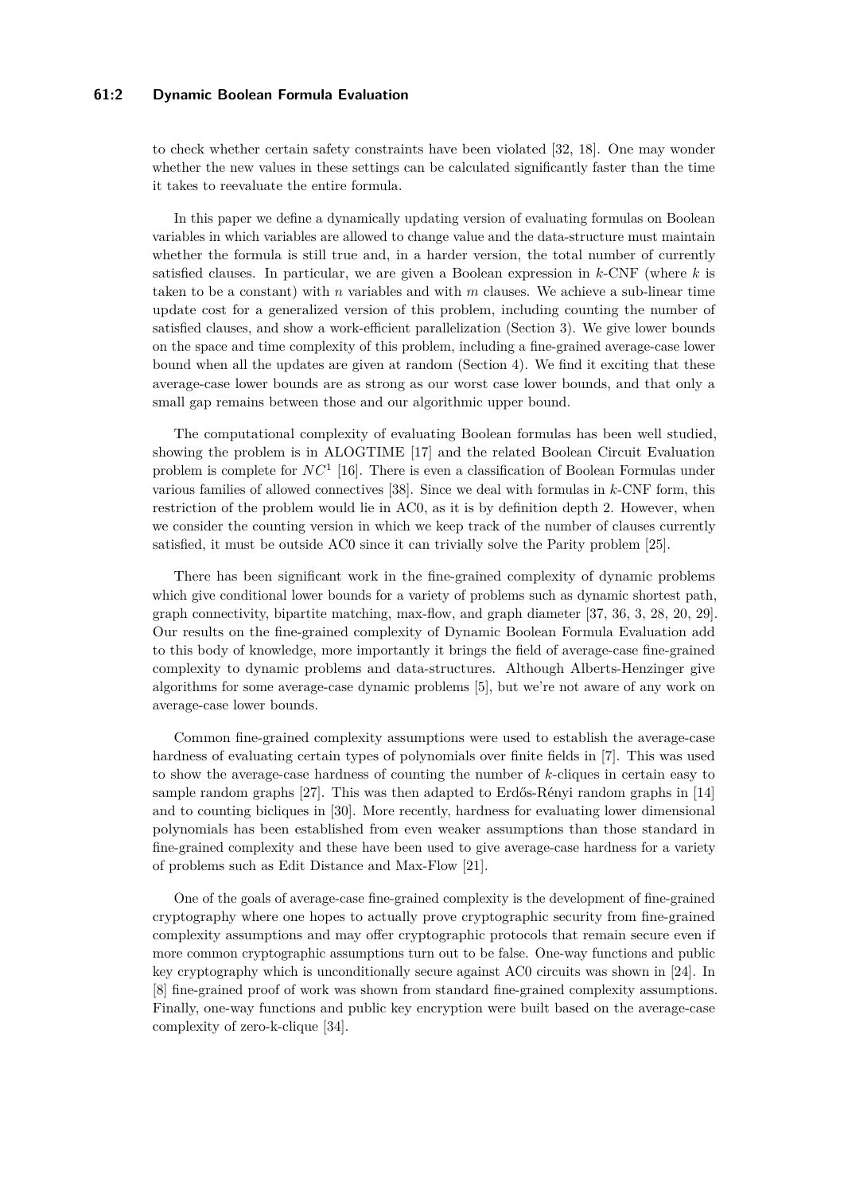to check whether certain safety constraints have been violated [32, 18]. One may wonder whether the new values in these settings can be calculated significantly faster than the time it takes to reevaluate the entire formula.

In this paper we define a dynamically updating version of evaluating formulas on Boolean variables in which variables are allowed to change value and the data-structure must maintain whether the formula is still true and, in a harder version, the total number of currently satisfied clauses. In particular, we are given a Boolean expression in $k$-CNF (where $k$ is taken to be a constant) with $n$ variables and with $m$ clauses. We achieve a sub-linear time update cost for a generalized version of this problem, including counting the number of satisfied clauses, and show a work-efficient parallelization (Section 3). We give lower bounds on the space and time complexity of this problem, including a fine-grained average-case lower bound when all the updates are given at random (Section 4). We find it exciting that these average-case lower bounds are as strong as our worst case lower bounds, and that only a small gap remains between those and our algorithmic upper bound.

The computational complexity of evaluating Boolean formulas has been well studied, showing the problem is in ALOGTIME [17] and the related Boolean Circuit Evaluation problem is complete for $NC^1$ [16]. There is even a classification of Boolean Formulas under various families of allowed connectives [38]. Since we deal with formulas in $k$-CNF form, this restriction of the problem would lie in AC0, as it is by definition depth 2. However, when we consider the counting version in which we keep track of the number of clauses currently satisfied, it must be outside AC0 since it can trivially solve the Parity problem [25].

There has been significant work in the fine-grained complexity of dynamic problems which give conditional lower bounds for a variety of problems such as dynamic shortest path, graph connectivity, bipartite matching, max-flow, and graph diameter [37, 36, 3, 28, 20, 29]. Our results on the fine-grained complexity of Dynamic Boolean Formula Evaluation add to this body of knowledge, more importantly it brings the field of average-case fine-grained complexity to dynamic problems and data-structures. Although Alberts-Henzinger give algorithms for some average-case dynamic problems [5], but we're not aware of any work on average-case lower bounds.

Common fine-grained complexity assumptions were used to establish the average-case hardness of evaluating certain types of polynomials over finite fields in [7]. This was used to show the average-case hardness of counting the number of $k$-cliques in certain easy to sample random graphs [27]. This was then adapted to Erdős-Rényi random graphs in [14] and to counting bicliques in [30]. More recently, hardness for evaluating lower dimensional polynomials has been established from even weaker assumptions than those standard in fine-grained complexity and these have been used to give average-case hardness for a variety of problems such as Edit Distance and Max-Flow [21].

One of the goals of average-case fine-grained complexity is the development of fine-grained cryptography where one hopes to actually prove cryptographic security from fine-grained complexity assumptions and may offer cryptographic protocols that remain secure even if more common cryptographic assumptions turn out to be false. One-way functions and public key cryptography which is unconditionally secure against AC0 circuits was shown in [24]. In [8] fine-grained proof of work was shown from standard fine-grained complexity assumptions. Finally, one-way functions and public key encryption were built based on the average-case complexity of zero-k-clique [34].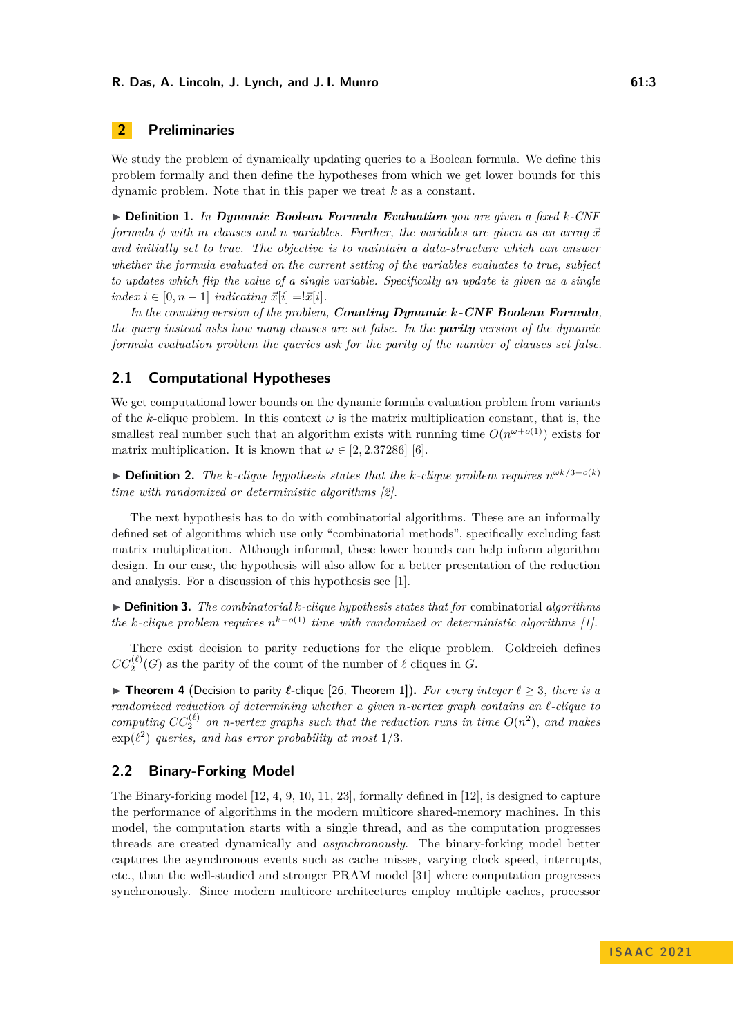## 2 Preliminaries

We study the problem of dynamically updating queries to a Boolean formula. We define this problem formally and then define the hypotheses from which we get lower bounds for this dynamic problem. Note that in this paper we treat $k$ as a constant.

▶ **Definition 1.** *In **Dynamic Boolean Formula Evaluation** you are given a fixed $k$-CNF formula $\phi$ with $m$ clauses and $n$ variables. Further, the variables are given as an array $\vec{x}$ and initially set to true. The objective is to maintain a data-structure which can answer whether the formula evaluated on the current setting of the variables evaluates to true, subject to updates which flip the value of a single variable. Specifically an update is given as a single index $i \in [0, n-1]$ indicating $\vec{x}[i] = !\vec{x}[i]$.*

*In the counting version of the problem, **Counting Dynamic k-CNF Boolean Formula**, the query instead asks how many clauses are set false. In the **parity** version of the dynamic formula evaluation problem the queries ask for the parity of the number of clauses set false.*

### 2.1 Computational Hypotheses

We get computational lower bounds on the dynamic formula evaluation problem from variants of the $k$-clique problem. In this context $\omega$ is the matrix multiplication constant, that is, the smallest real number such that an algorithm exists with running time $O(n^{\omega+o(1)})$ exists for matrix multiplication. It is known that $\omega \in [2, 2.37286]$ [6].

▶ **Definition 2.** *The $k$-clique hypothesis states that the $k$-clique problem requires $n^{\omega k/3-o(k)}$ time with randomized or deterministic algorithms [2].*

The next hypothesis has to do with combinatorial algorithms. These are an informally defined set of algorithms which use only "combinatorial methods", specifically excluding fast matrix multiplication. Although informal, these lower bounds can help inform algorithm design. In our case, the hypothesis will also allow for a better presentation of the reduction and analysis. For a discussion of this hypothesis see [1].

▶ **Definition 3.** *The combinatorial $k$-clique hypothesis states that for* combinatorial *algorithms the $k$-clique problem requires $n^{k-o(1)}$ time with randomized or deterministic algorithms [1].*

There exist decision to parity reductions for the clique problem. Goldreich defines $CC_2^{(\ell)}(G)$ as the parity of the count of the number of $\ell$ cliques in $G$.

▶ **Theorem 4** (Decision to parity $\ell$-clique [26, Theorem 1])**.** *For every integer $\ell \geq 3$, there is a randomized reduction of determining whether a given $n$-vertex graph contains an $\ell$-clique to computing $CC_2^{(\ell)}$ on $n$-vertex graphs such that the reduction runs in time $O(n^2)$, and makes $\exp(\ell^2)$ queries, and has error probability at most $1/3$.*

### 2.2 Binary-Forking Model

The Binary-forking model [12, 4, 9, 10, 11, 23], formally defined in [12], is designed to capture the performance of algorithms in the modern multicore shared-memory machines. In this model, the computation starts with a single thread, and as the computation progresses threads are created dynamically and *asynchronously*. The binary-forking model better captures the asynchronous events such as cache misses, varying clock speed, interrupts, etc., than the well-studied and stronger PRAM model [31] where computation progresses synchronously. Since modern multicore architectures employ multiple caches, processor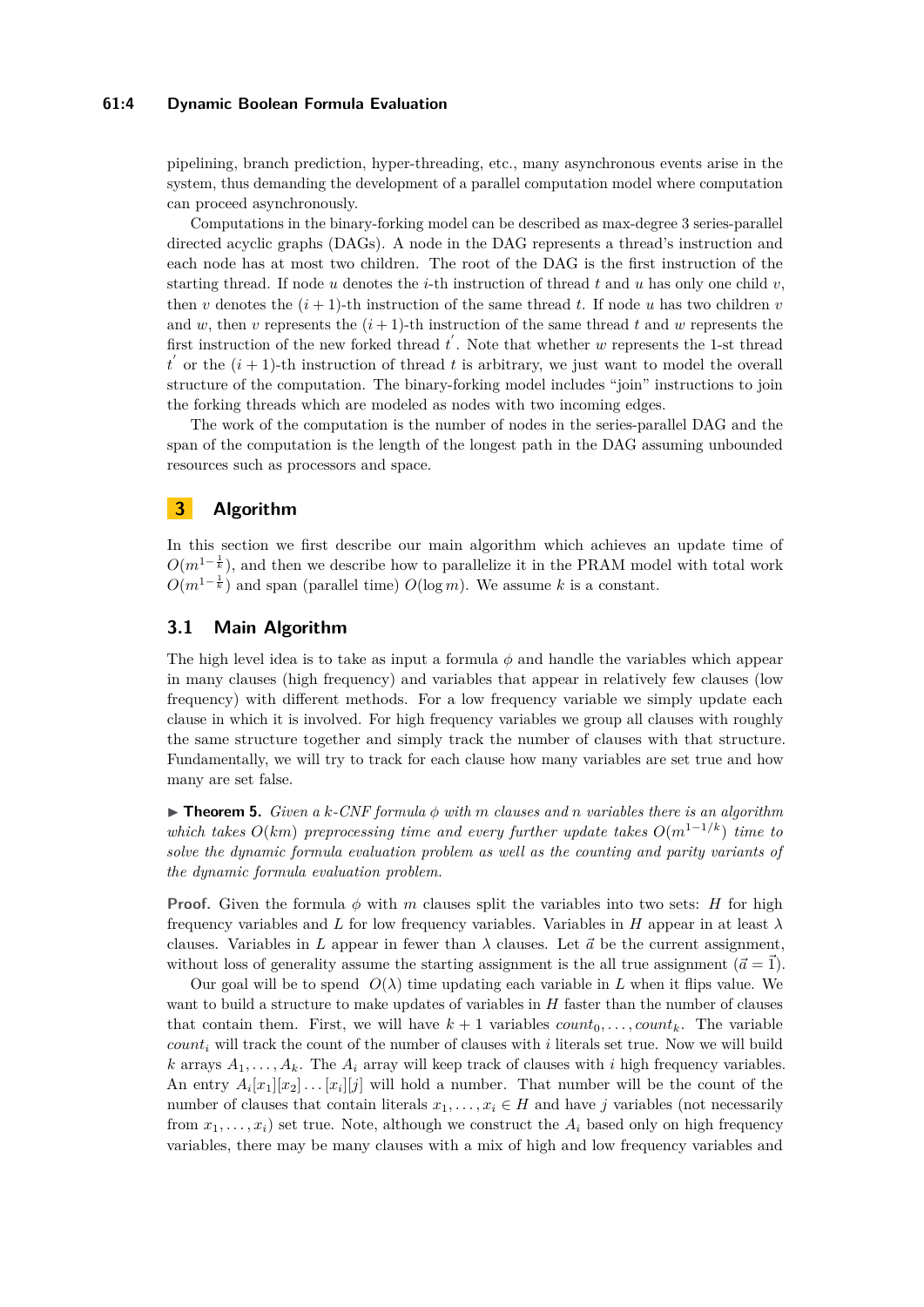pipelining, branch prediction, hyper-threading, etc., many asynchronous events arise in the system, thus demanding the development of a parallel computation model where computation can proceed asynchronously.

Computations in the binary-forking model can be described as max-degree 3 series-parallel directed acyclic graphs (DAGs). A node in the DAG represents a thread's instruction and each node has at most two children. The root of the DAG is the first instruction of the starting thread. If node $u$ denotes the $i$-th instruction of thread $t$ and $u$ has only one child $v$, then $v$ denotes the $(i+1)$-th instruction of the same thread $t$. If node $u$ has two children $v$ and $w$, then $v$ represents the $(i+1)$-th instruction of the same thread $t$ and $w$ represents the first instruction of the new forked thread $t^{'}$. Note that whether $w$ represents the 1-st thread $t^{'}$ or the $(i+1)$-th instruction of thread $t$ is arbitrary, we just want to model the overall structure of the computation. The binary-forking model includes "join" instructions to join the forking threads which are modeled as nodes with two incoming edges.

The work of the computation is the number of nodes in the series-parallel DAG and the span of the computation is the length of the longest path in the DAG assuming unbounded resources such as processors and space.

## 3 Algorithm

In this section we first describe our main algorithm which achieves an update time of $O(m^{1-\frac{1}{k}})$, and then we describe how to parallelize it in the PRAM model with total work $O(m^{1-\frac{1}{k}})$ and span (parallel time) $O(\log m)$. We assume $k$ is a constant.

### 3.1 Main Algorithm

The high level idea is to take as input a formula $\phi$ and handle the variables which appear in many clauses (high frequency) and variables that appear in relatively few clauses (low frequency) with different methods. For a low frequency variable we simply update each clause in which it is involved. For high frequency variables we group all clauses with roughly the same structure together and simply track the number of clauses with that structure. Fundamentally, we will try to track for each clause how many variables are set true and how many are set false.

▶ **Theorem 5.** *Given a k-CNF formula $\phi$ with $m$ clauses and $n$ variables there is an algorithm which takes $O(km)$ preprocessing time and every further update takes $O(m^{1-1/k})$ time to solve the dynamic formula evaluation problem as well as the counting and parity variants of the dynamic formula evaluation problem.*

**Proof.** Given the formula $\phi$ with $m$ clauses split the variables into two sets: $H$ for high frequency variables and $L$ for low frequency variables. Variables in $H$ appear in at least $\lambda$ clauses. Variables in $L$ appear in fewer than $\lambda$ clauses. Let $\vec{a}$ be the current assignment, without loss of generality assume the starting assignment is the all true assignment ($\vec{a} = \vec{1}$).

Our goal will be to spend $O(\lambda)$ time updating each variable in $L$ when it flips value. We want to build a structure to make updates of variables in $H$ faster than the number of clauses that contain them. First, we will have $k+1$ variables $count_0, \ldots, count_k$. The variable $count_i$ will track the count of the number of clauses with $i$ literals set true. Now we will build $k$ arrays $A_1, \ldots, A_k$. The $A_i$ array will keep track of clauses with $i$ high frequency variables. An entry $A_i[x_1][x_2] \ldots [x_i][j]$ will hold a number. That number will be the count of the number of clauses that contain literals $x_1, \ldots, x_i \in H$ and have $j$ variables (not necessarily from $x_1, \ldots, x_i$) set true. Note, although we construct the $A_i$ based only on high frequency variables, there may be many clauses with a mix of high and low frequency variables and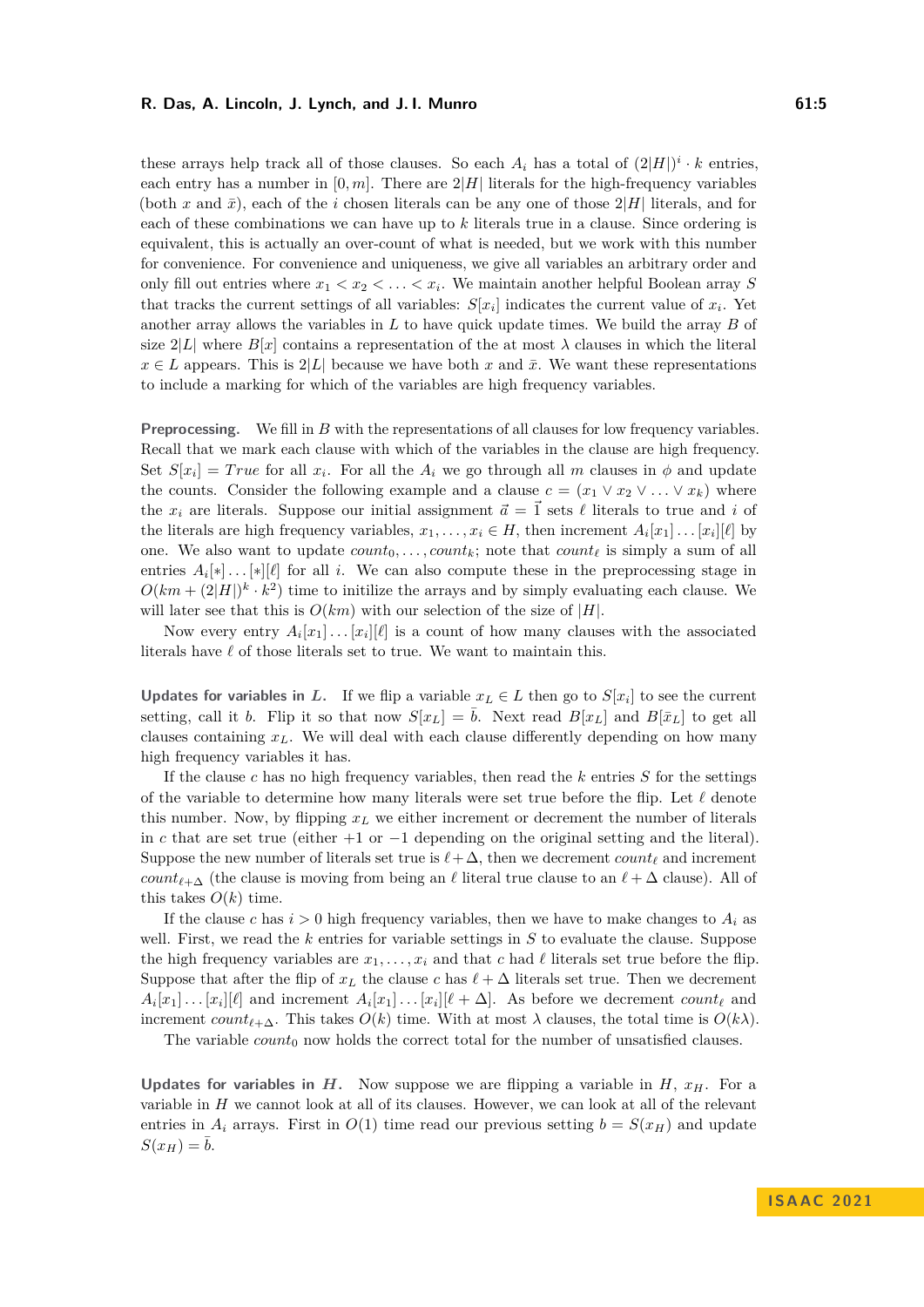these arrays help track all of those clauses. So each $A_i$ has a total of $(2|H|)^i \cdot k$ entries, each entry has a number in $[0, m]$. There are $2|H|$ literals for the high-frequency variables (both $x$ and $\bar{x}$), each of the $i$ chosen literals can be any one of those $2|H|$ literals, and for each of these combinations we can have up to $k$ literals true in a clause. Since ordering is equivalent, this is actually an over-count of what is needed, but we work with this number for convenience. For convenience and uniqueness, we give all variables an arbitrary order and only fill out entries where $x_1 < x_2 < \ldots < x_i$. We maintain another helpful Boolean array $S$ that tracks the current settings of all variables: $S[x_i]$ indicates the current value of $x_i$. Yet another array allows the variables in $L$ to have quick update times. We build the array $B$ of size $2|L|$ where $B[x]$ contains a representation of the at most $\lambda$ clauses in which the literal $x \in L$ appears. This is $2|L|$ because we have both $x$ and $\bar{x}$. We want these representations to include a marking for which of the variables are high frequency variables.

**Preprocessing.** We fill in $B$ with the representations of all clauses for low frequency variables. Recall that we mark each clause with which of the variables in the clause are high frequency. Set $S[x_i] = True$ for all $x_i$. For all the $A_i$ we go through all $m$ clauses in $\phi$ and update the counts. Consider the following example and a clause $c = (x_1 \vee x_2 \vee \ldots \vee x_k)$ where the $x_i$ are literals. Suppose our initial assignment $\vec{a} = \vec{1}$ sets $\ell$ literals to true and $i$ of the literals are high frequency variables, $x_1, \ldots, x_i \in H$, then increment $A_i[x_1] \ldots [x_i][\ell]$ by one. We also want to update $count_0, \ldots, count_k$; note that $count_\ell$ is simply a sum of all entries $A_i[*] \ldots [*][\ell]$ for all $i$. We can also compute these in the preprocessing stage in $O(km + (2|H|)^k \cdot k^2)$ time to initilize the arrays and by simply evaluating each clause. We will later see that this is $O(km)$ with our selection of the size of $|H|$.

Now every entry $A_i[x_1] \ldots [x_i][\ell]$ is a count of how many clauses with the associated literals have $\ell$ of those literals set to true. We want to maintain this.

**Updates for variables in $L$.** If we flip a variable $x_L \in L$ then go to $S[x_i]$ to see the current setting, call it $b$. Flip it so that now $S[x_L] = \bar{b}$. Next read $B[x_L]$ and $B[\bar{x}_L]$ to get all clauses containing $x_L$. We will deal with each clause differently depending on how many high frequency variables it has.

If the clause $c$ has no high frequency variables, then read the $k$ entries $S$ for the settings of the variable to determine how many literals were set true before the flip. Let $\ell$ denote this number. Now, by flipping $x_L$ we either increment or decrement the number of literals in $c$ that are set true (either $+1$ or $-1$ depending on the original setting and the literal). Suppose the new number of literals set true is $\ell + \Delta$, then we decrement $count_\ell$ and increment $count_{\ell+\Delta}$ (the clause is moving from being an $\ell$ literal true clause to an $\ell + \Delta$ clause). All of this takes $O(k)$ time.

If the clause $c$ has $i > 0$ high frequency variables, then we have to make changes to $A_i$ as well. First, we read the $k$ entries for variable settings in $S$ to evaluate the clause. Suppose the high frequency variables are $x_1, \ldots, x_i$ and that $c$ had $\ell$ literals set true before the flip. Suppose that after the flip of $x_L$ the clause $c$ has $\ell + \Delta$ literals set true. Then we decrement $A_i[x_1] \ldots [x_i][\ell]$ and increment $A_i[x_1] \ldots [x_i][\ell + \Delta]$. As before we decrement $count_\ell$ and increment $count_{\ell+\Delta}$. This takes $O(k)$ time. With at most $\lambda$ clauses, the total time is $O(k\lambda)$.

The variable $count_0$ now holds the correct total for the number of unsatisfied clauses.

**Updates for variables in $H$.** Now suppose we are flipping a variable in $H$, $x_H$. For a variable in $H$ we cannot look at all of its clauses. However, we can look at all of the relevant entries in $A_i$ arrays. First in $O(1)$ time read our previous setting $b = S(x_H)$ and update $S(x_H) = \bar{b}$.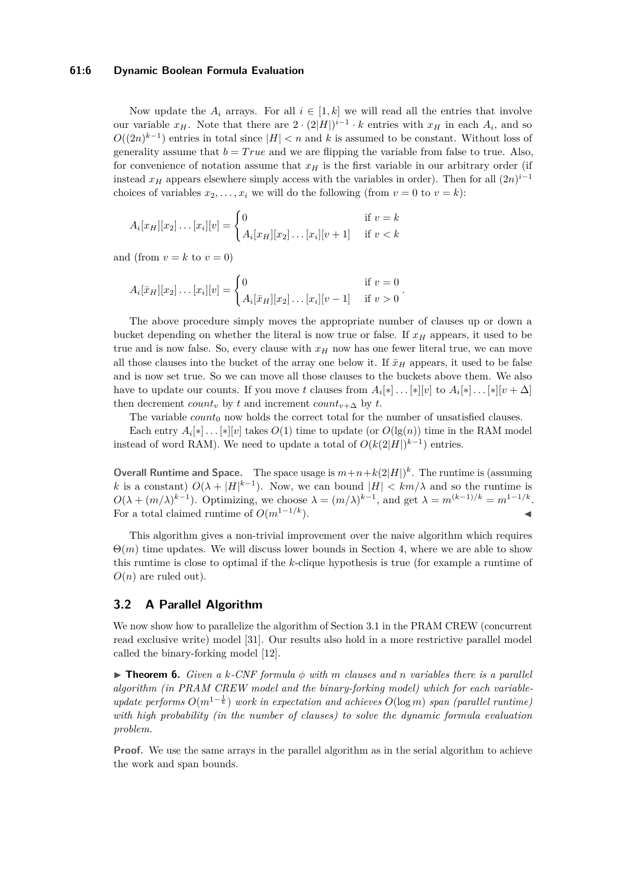Now update the $A_i$ arrays. For all $i \in [1, k]$ we will read all the entries that involve our variable $x_H$. Note that there are $2 \cdot (2|H|)^{i-1} \cdot k$ entries with $x_H$ in each $A_i$, and so $O((2n)^{k-1})$ entries in total since $|H| < n$ and $k$ is assumed to be constant. Without loss of generality assume that $b = True$ and we are flipping the variable from false to true. Also, for convenience of notation assume that $x_H$ is the first variable in our arbitrary order (if instead $x_H$ appears elsewhere simply access with the variables in order). Then for all $(2n)^{i-1}$ choices of variables $x_2, \ldots, x_i$ we will do the following (from $v = 0$ to $v = k$):

$$A_i[x_H][x_2]\ldots[x_i][v] = \begin{cases} 0 & \text{if } v = k \\ A_i[x_H][x_2]\ldots[x_i][v+1] & \text{if } v < k \end{cases}$$

and (from $v = k$ to $v = 0$)

$$A_i[\bar{x}_H][x_2]\ldots[x_i][v] = \begin{cases} 0 & \text{if } v = 0 \\ A_i[\bar{x}_H][x_2]\ldots[x_i][v-1] & \text{if } v > 0 \end{cases}.$$

The above procedure simply moves the appropriate number of clauses up or down a bucket depending on whether the literal is now true or false. If $x_H$ appears, it used to be true and is now false. So, every clause with $x_H$ now has one fewer literal true, we can move all those clauses into the bucket of the array one below it. If $\bar{x}_H$ appears, it used to be false and is now set true. So we can move all those clauses to the buckets above them. We also have to update our counts. If you move $t$ clauses from $A_i[*]\ldots[*][v]$ to $A_i[*]\ldots[*][v+\Delta]$ then decrement $count_v$ by $t$ and increment $count_{v+\Delta}$ by $t$.

The variable $count_0$ now holds the correct total for the number of unsatisfied clauses.

Each entry $A_i[*]\ldots[*][v]$ takes $O(1)$ time to update (or $O(\lg(n))$ time in the RAM model instead of word RAM). We need to update a total of $O(k(2|H|)^{k-1})$ entries.

**Overall Runtime and Space.** The space usage is $m+n+k(2|H|)^k$. The runtime is (assuming $k$ is a constant) $O(\lambda + |H|^{k-1})$. Now, we can bound $|H| < km/\lambda$ and so the runtime is $O(\lambda + (m/\lambda)^{k-1})$. Optimizing, we choose $\lambda = (m/\lambda)^{k-1}$, and get $\lambda = m^{(k-1)/k} = m^{1-1/k}$. For a total claimed runtime of $O(m^{1-1/k})$. ◀

This algorithm gives a non-trivial improvement over the naive algorithm which requires $\Theta(m)$ time updates. We will discuss lower bounds in Section 4, where we are able to show this runtime is close to optimal if the $k$-clique hypothesis is true (for example a runtime of $O(n)$ are ruled out).

## 3.2 A Parallel Algorithm

We now show how to parallelize the algorithm of Section 3.1 in the PRAM CREW (concurrent read exclusive write) model [31]. Our results also hold in a more restrictive parallel model called the binary-forking model [12].

▶ **Theorem 6.** *Given a $k$-CNF formula $\phi$ with $m$ clauses and $n$ variables there is a parallel algorithm (in PRAM CREW model and the binary-forking model) which for each variable-update performs $O(m^{1-\frac{1}{k}})$ work in expectation and achieves $O(\log m)$ span (parallel runtime) with high probability (in the number of clauses) to solve the dynamic formula evaluation problem.*

**Proof.** We use the same arrays in the parallel algorithm as in the serial algorithm to achieve the work and span bounds.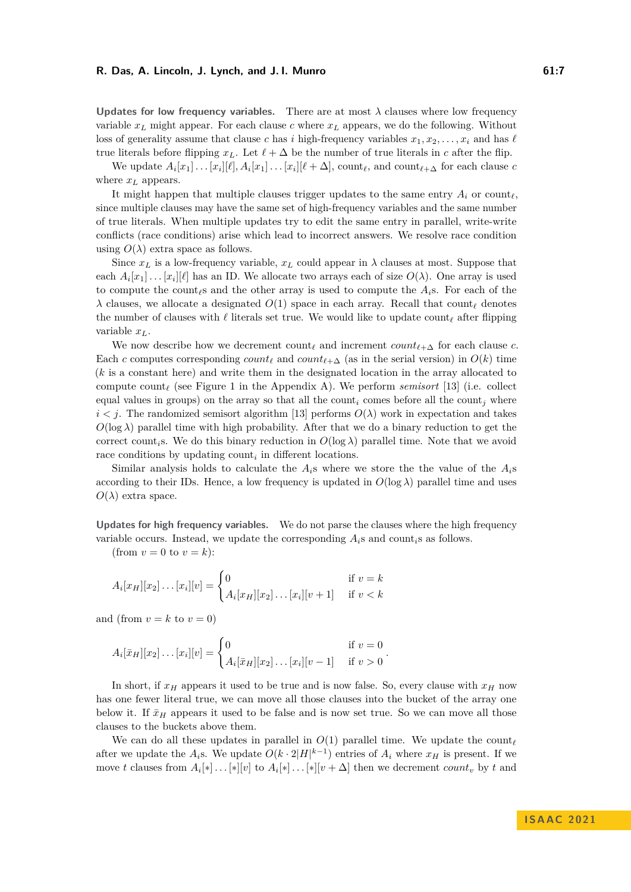**Updates for low frequency variables.** There are at most $\lambda$ clauses where low frequency variable $x_L$ might appear. For each clause $c$ where $x_L$ appears, we do the following. Without loss of generality assume that clause $c$ has $i$ high-frequency variables $x_1, x_2, \ldots, x_i$ and has $\ell$ true literals before flipping $x_L$. Let $\ell + \Delta$ be the number of true literals in $c$ after the flip.

We update $A_i[x_1]\ldots[x_i][\ell], A_i[x_1]\ldots[x_i][\ell+\Delta]$, $\text{count}_\ell$, and $\text{count}_{\ell+\Delta}$ for each clause $c$ where $x_L$ appears.

It might happen that multiple clauses trigger updates to the same entry $A_i$ or $\text{count}_\ell$, since multiple clauses may have the same set of high-frequency variables and the same number of true literals. When multiple updates try to edit the same entry in parallel, write-write conflicts (race conditions) arise which lead to incorrect answers. We resolve race condition using $O(\lambda)$ extra space as follows.

Since $x_L$ is a low-frequency variable, $x_L$ could appear in $\lambda$ clauses at most. Suppose that each $A_i[x_1]\ldots[x_i][\ell]$ has an ID. We allocate two arrays each of size $O(\lambda)$. One array is used to compute the $\text{count}_\ell$s and the other array is used to compute the $A_i$s. For each of the $\lambda$ clauses, we allocate a designated $O(1)$ space in each array. Recall that $\text{count}_\ell$ denotes the number of clauses with $\ell$ literals set true. We would like to update $\text{count}_\ell$ after flipping variable $x_L$.

We now describe how we decrement $\text{count}_\ell$ and increment $count_{\ell+\Delta}$ for each clause $c$. Each $c$ computes corresponding $count_\ell$ and $count_{\ell+\Delta}$ (as in the serial version) in $O(k)$ time ($k$ is a constant here) and write them in the designated location in the array allocated to compute $\text{count}_\ell$ (see Figure 1 in the Appendix A). We perform *semisort* [13] (i.e. collect equal values in groups) on the array so that all the $\text{count}_i$ comes before all the $\text{count}_j$ where $i < j$. The randomized semisort algorithm [13] performs $O(\lambda)$ work in expectation and takes $O(\log \lambda)$ parallel time with high probability. After that we do a binary reduction to get the correct $\text{count}_i$s. We do this binary reduction in $O(\log \lambda)$ parallel time. Note that we avoid race conditions by updating $\text{count}_i$ in different locations.

Similar analysis holds to calculate the $A_i$s where we store the the value of the $A_i$s according to their IDs. Hence, a low frequency is updated in $O(\log \lambda)$ parallel time and uses $O(\lambda)$ extra space.

**Updates for high frequency variables.** We do not parse the clauses where the high frequency variable occurs. Instead, we update the corresponding $A_i$s and $\text{count}_i$s as follows.

(from $v = 0$ to $v = k$):

$$A_i[x_H][x_2]\ldots[x_i][v] = \begin{cases} 0 & \text{if } v = k \\ A_i[x_H][x_2]\ldots[x_i][v+1] & \text{if } v < k \end{cases}$$

and (from $v = k$ to $v = 0$)

$$A_i[\bar{x}_H][x_2]\ldots[x_i][v] = \begin{cases} 0 & \text{if } v = 0 \\ A_i[\bar{x}_H][x_2]\ldots[x_i][v-1] & \text{if } v > 0 \end{cases}.$$

In short, if $x_H$ appears it used to be true and is now false. So, every clause with $x_H$ now has one fewer literal true, we can move all those clauses into the bucket of the array one below it. If $\bar{x}_H$ appears it used to be false and is now set true. So we can move all those clauses to the buckets above them.

We can do all these updates in parallel in $O(1)$ parallel time. We update the $\text{count}_\ell$ after we update the $A_i$s. We update $O(k \cdot 2|H|^{k-1})$ entries of $A_i$ where $x_H$ is present. If we move $t$ clauses from $A_i[*]\ldots[*][v]$ to $A_i[*]\ldots[*][v+\Delta]$ then we decrement $count_v$ by $t$ and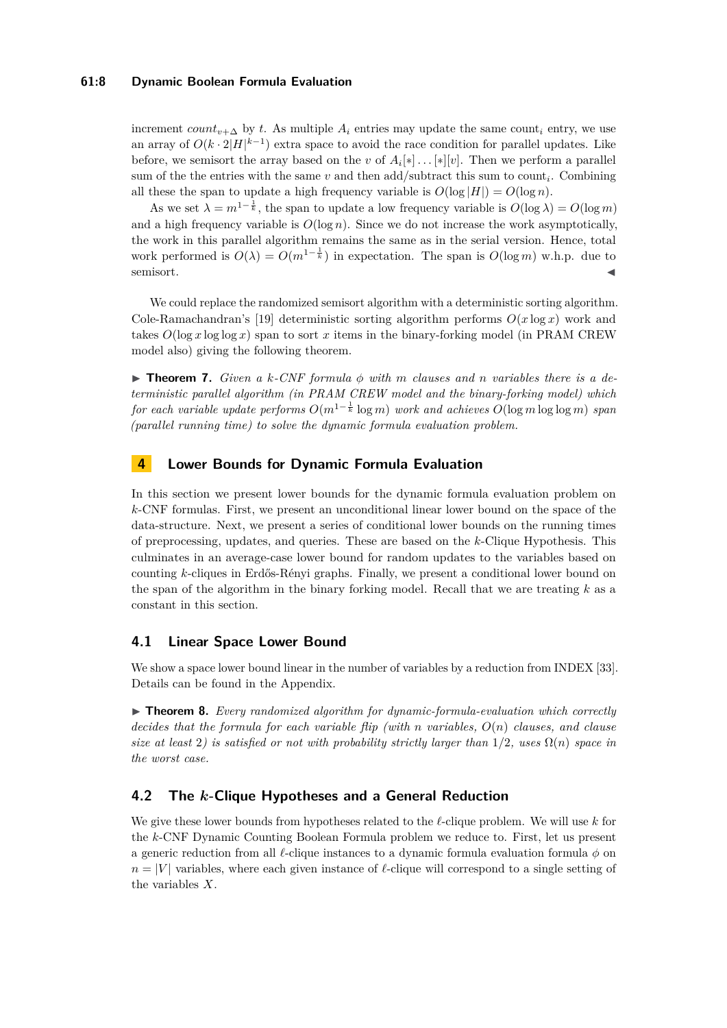increment $count_{v+\Delta}$ by $t$. As multiple $A_i$ entries may update the same $\text{count}_i$ entry, we use an array of $O(k \cdot 2|H|^{k-1})$ extra space to avoid the race condition for parallel updates. Like before, we semisort the array based on the $v$ of $A_i[*]\dots[*][v]$. Then we perform a parallel sum of the the entries with the same $v$ and then add/subtract this sum to $\text{count}_i$. Combining all these the span to update a high frequency variable is $O(\log |H|) = O(\log n)$.

As we set $\lambda = m^{1-\frac{1}{k}}$, the span to update a low frequency variable is $O(\log \lambda) = O(\log m)$ and a high frequency variable is $O(\log n)$. Since we do not increase the work asymptotically, the work in this parallel algorithm remains the same as in the serial version. Hence, total work performed is $O(\lambda) = O(m^{1-\frac{1}{k}})$ in expectation. The span is $O(\log m)$ w.h.p. due to semisort. ◀

We could replace the randomized semisort algorithm with a deterministic sorting algorithm. Cole-Ramachandran's [19] deterministic sorting algorithm performs $O(x \log x)$ work and takes $O(\log x \log \log x)$ span to sort $x$ items in the binary-forking model (in PRAM CREW model also) giving the following theorem.

▶ **Theorem 7.** *Given a $k$-CNF formula $\phi$ with $m$ clauses and $n$ variables there is a deterministic parallel algorithm (in PRAM CREW model and the binary-forking model) which for each variable update performs $O(m^{1-\frac{1}{k}} \log m)$ work and achieves $O(\log m \log \log m)$ span (parallel running time) to solve the dynamic formula evaluation problem.*

## 4 Lower Bounds for Dynamic Formula Evaluation

In this section we present lower bounds for the dynamic formula evaluation problem on $k$-CNF formulas. First, we present an unconditional linear lower bound on the space of the data-structure. Next, we present a series of conditional lower bounds on the running times of preprocessing, updates, and queries. These are based on the $k$-Clique Hypothesis. This culminates in an average-case lower bound for random updates to the variables based on counting $k$-cliques in Erdős-Rényi graphs. Finally, we present a conditional lower bound on the span of the algorithm in the binary forking model. Recall that we are treating $k$ as a constant in this section.

### 4.1 Linear Space Lower Bound

We show a space lower bound linear in the number of variables by a reduction from INDEX [33]. Details can be found in the Appendix.

▶ **Theorem 8.** *Every randomized algorithm for dynamic-formula-evaluation which correctly decides that the formula for each variable flip (with $n$ variables, $O(n)$ clauses, and clause size at least 2) is satisfied or not with probability strictly larger than $1/2$, uses $\Omega(n)$ space in the worst case.*

### 4.2 The $k$-Clique Hypotheses and a General Reduction

We give these lower bounds from hypotheses related to the $\ell$-clique problem. We will use $k$ for the $k$-CNF Dynamic Counting Boolean Formula problem we reduce to. First, let us present a generic reduction from all $\ell$-clique instances to a dynamic formula evaluation formula $\phi$ on $n = |V|$ variables, where each given instance of $\ell$-clique will correspond to a single setting of the variables $X$.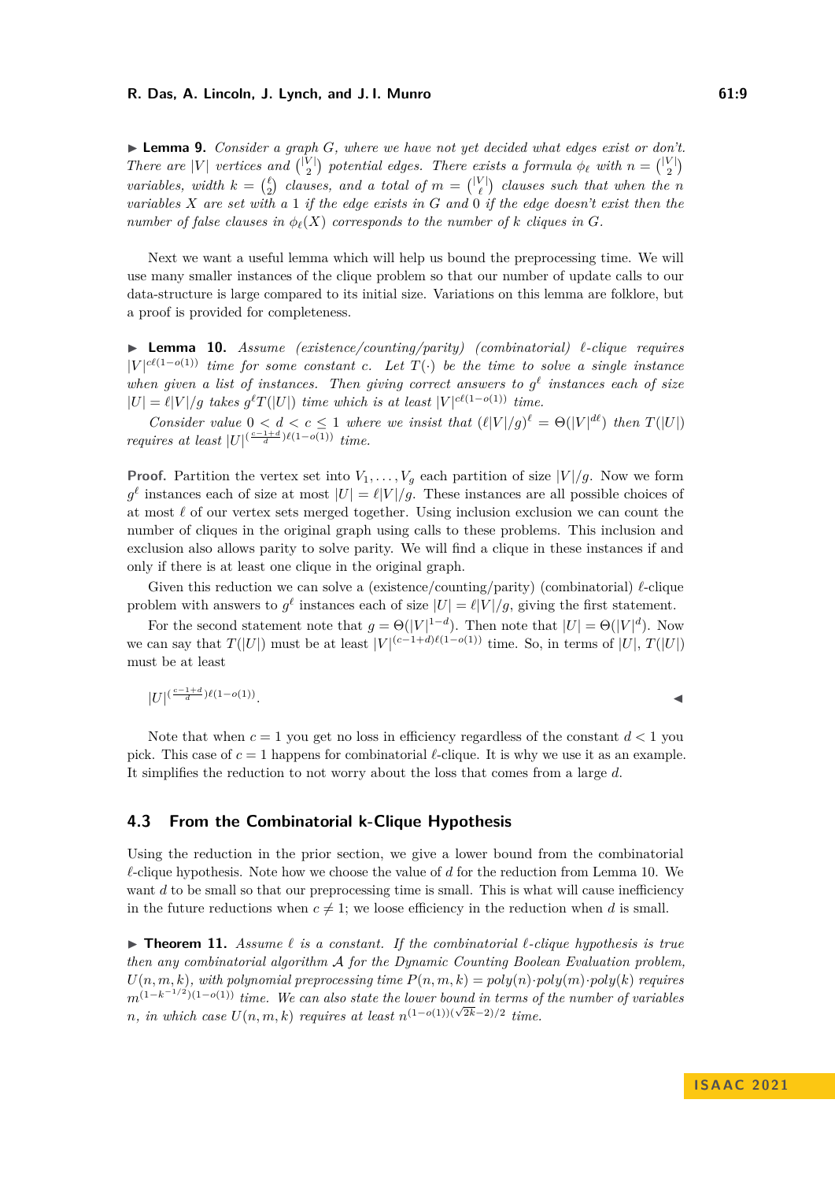▶ **Lemma 9.** *Consider a graph $G$, where we have not yet decided what edges exist or don't. There are $|V|$ vertices and $\binom{|V|}{2}$ potential edges. There exists a formula $\phi_\ell$ with $n = \binom{|V|}{2}$ variables, width $k = \binom{\ell}{2}$ clauses, and a total of $m = \binom{|V|}{\ell}$ clauses such that when the $n$ variables $X$ are set with a 1 if the edge exists in $G$ and 0 if the edge doesn't exist then the number of false clauses in $\phi_\ell(X)$ corresponds to the number of $k$ cliques in $G$.*

Next we want a useful lemma which will help us bound the preprocessing time. We will use many smaller instances of the clique problem so that our number of update calls to our data-structure is large compared to its initial size. Variations on this lemma are folklore, but a proof is provided for completeness.

▶ **Lemma 10.** *Assume (existence/counting/parity) (combinatorial) $\ell$-clique requires $|V|^{c\ell(1-o(1))}$ time for some constant $c$. Let $T(\cdot)$ be the time to solve a single instance when given a list of instances. Then giving correct answers to $g^\ell$ instances each of size $|U| = \ell|V|/g$ takes $g^\ell T(|U|)$ time which is at least $|V|^{c\ell(1-o(1))}$ time.*

*Consider value $0 < d < c \leq 1$ where we insist that $(\ell|V|/g)^\ell = \Theta(|V|^{d\ell})$ then $T(|U|)$ requires at least $|U|^{(\frac{c-1+d}{d})\ell(1-o(1))}$ time.*

**Proof.** Partition the vertex set into $V_1, \ldots, V_g$ each partition of size $|V|/g$. Now we form $g^\ell$ instances each of size at most $|U| = \ell|V|/g$. These instances are all possible choices of at most $\ell$ of our vertex sets merged together. Using inclusion exclusion we can count the number of cliques in the original graph using calls to these problems. This inclusion and exclusion also allows parity to solve parity. We will find a clique in these instances if and only if there is at least one clique in the original graph.

Given this reduction we can solve a (existence/counting/parity) (combinatorial) $\ell$-clique problem with answers to $g^\ell$ instances each of size $|U| = \ell|V|/g$, giving the first statement.

For the second statement note that $g = \Theta(|V|^{1-d})$. Then note that $|U| = \Theta(|V|^d)$. Now we can say that $T(|U|)$ must be at least $|V|^{(c-1+d)\ell(1-o(1))}$ time. So, in terms of $|U|$, $T(|U|)$ must be at least

$$|U|^{(\frac{c-1+d}{d})\ell(1-o(1))}.$$ ◀

Note that when $c = 1$ you get no loss in efficiency regardless of the constant $d < 1$ you pick. This case of $c = 1$ happens for combinatorial $\ell$-clique. It is why we use it as an example. It simplifies the reduction to not worry about the loss that comes from a large $d$.

## 4.3 From the Combinatorial k-Clique Hypothesis

Using the reduction in the prior section, we give a lower bound from the combinatorial $\ell$-clique hypothesis. Note how we choose the value of $d$ for the reduction from Lemma 10. We want $d$ to be small so that our preprocessing time is small. This is what will cause inefficiency in the future reductions when $c \neq 1$; we loose efficiency in the reduction when $d$ is small.

▶ **Theorem 11.** *Assume $\ell$ is a constant. If the combinatorial $\ell$-clique hypothesis is true then any combinatorial algorithm $\mathcal{A}$ for the Dynamic Counting Boolean Evaluation problem, $U(n, m, k)$, with polynomial preprocessing time $P(n, m, k) = poly(n) \cdot poly(m) \cdot poly(k)$ requires $m^{(1-k^{-1/2})(1-o(1))}$ time. We can also state the lower bound in terms of the number of variables $n$, in which case $U(n, m, k)$ requires at least $n^{(1-o(1))(\sqrt{2k}-2)/2}$ time.*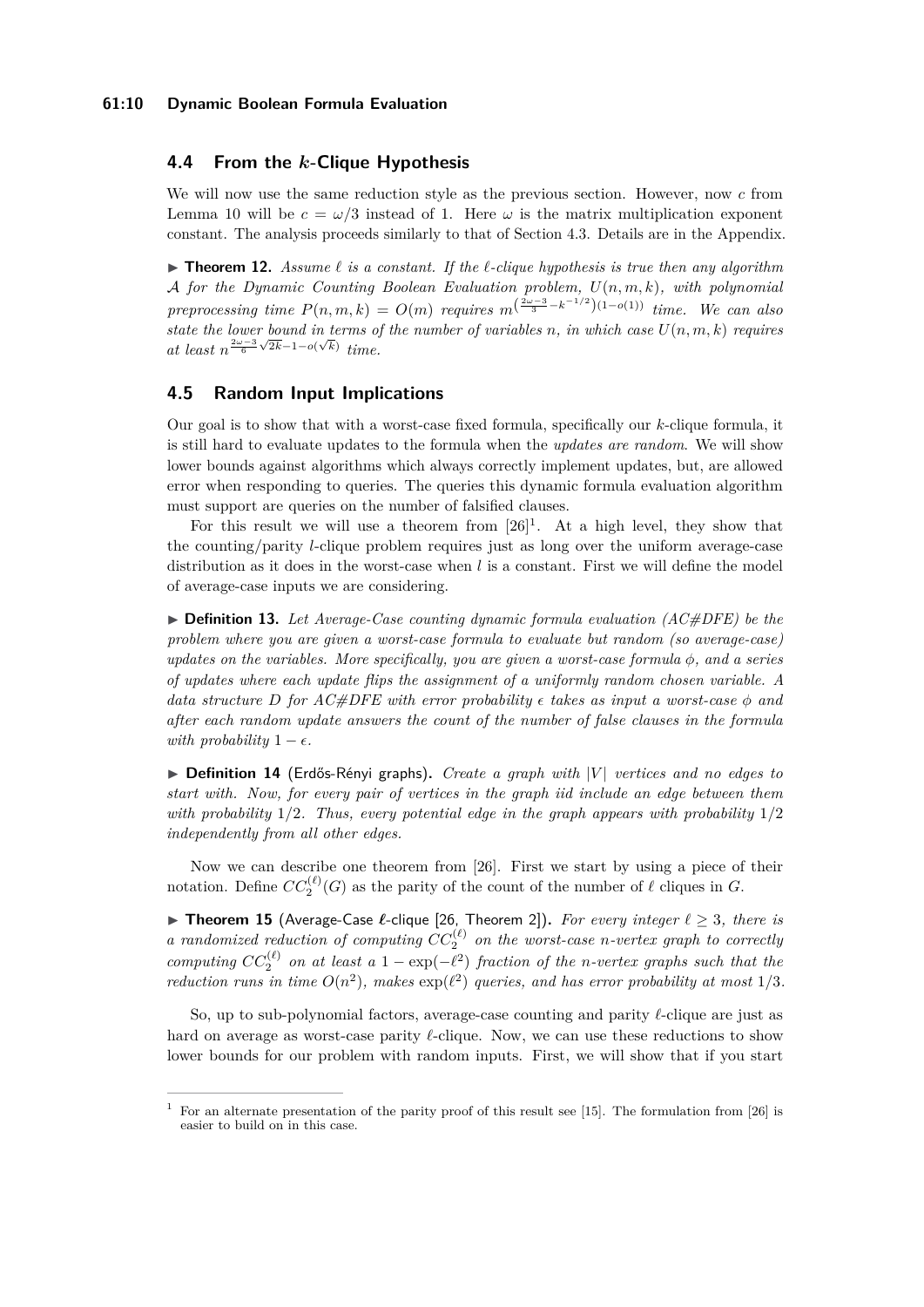## 4.4 From the $k$-Clique Hypothesis

We will now use the same reduction style as the previous section. However, now $c$ from Lemma 10 will be $c = \omega/3$ instead of 1. Here $\omega$ is the matrix multiplication exponent constant. The analysis proceeds similarly to that of Section 4.3. Details are in the Appendix.

▶ **Theorem 12.** *Assume $\ell$ is a constant. If the $\ell$-clique hypothesis is true then any algorithm $\mathcal{A}$ for the Dynamic Counting Boolean Evaluation problem, $U(n, m, k)$, with polynomial preprocessing time $P(n, m, k) = O(m)$ requires $m^{\left(\frac{2\omega-3}{3}-k^{-1/2}\right)(1-o(1))}$ time. We can also state the lower bound in terms of the number of variables $n$, in which case $U(n, m, k)$ requires at least $n^{\frac{2\omega-3}{6}\sqrt{2k}-1-o(\sqrt{k})}$ time.*

## 4.5 Random Input Implications

Our goal is to show that with a worst-case fixed formula, specifically our $k$-clique formula, it is still hard to evaluate updates to the formula when the *updates are random*. We will show lower bounds against algorithms which always correctly implement updates, but, are allowed error when responding to queries. The queries this dynamic formula evaluation algorithm must support are queries on the number of falsified clauses.

For this result we will use a theorem from [26][1]. At a high level, they show that the counting/parity $l$-clique problem requires just as long over the uniform average-case distribution as it does in the worst-case when $l$ is a constant. First we will define the model of average-case inputs we are considering.

▶ **Definition 13.** *Let Average-Case counting dynamic formula evaluation (AC#DFE) be the problem where you are given a worst-case formula to evaluate but random (so average-case) updates on the variables. More specifically, you are given a worst-case formula $\phi$, and a series of updates where each update flips the assignment of a uniformly random chosen variable. A data structure $D$ for AC#DFE with error probability $\epsilon$ takes as input a worst-case $\phi$ and after each random update answers the count of the number of false clauses in the formula with probability $1 - \epsilon$.*

▶ **Definition 14** (Erdős-Rényi graphs)**.** *Create a graph with $|V|$ vertices and no edges to start with. Now, for every pair of vertices in the graph iid include an edge between them with probability $1/2$. Thus, every potential edge in the graph appears with probability $1/2$ independently from all other edges.*

Now we can describe one theorem from [26]. First we start by using a piece of their notation. Define $CC_2^{(\ell)}(G)$ as the parity of the count of the number of $\ell$ cliques in $G$.

▶ **Theorem 15** (Average-Case $\ell$-clique [26, Theorem 2])**.** *For every integer $\ell \geq 3$, there is a randomized reduction of computing $CC_2^{(\ell)}$ on the worst-case $n$-vertex graph to correctly computing $CC_2^{(\ell)}$ on at least a $1 - \exp(-\ell^2)$ fraction of the $n$-vertex graphs such that the reduction runs in time $O(n^2)$, makes $\exp(\ell^2)$ queries, and has error probability at most $1/3$.*

So, up to sub-polynomial factors, average-case counting and parity $\ell$-clique are just as hard on average as worst-case parity $\ell$-clique. Now, we can use these reductions to show lower bounds for our problem with random inputs. First, we will show that if you start

---

[1] For an alternate presentation of the parity proof of this result see [15]. The formulation from [26] is easier to build on in this case.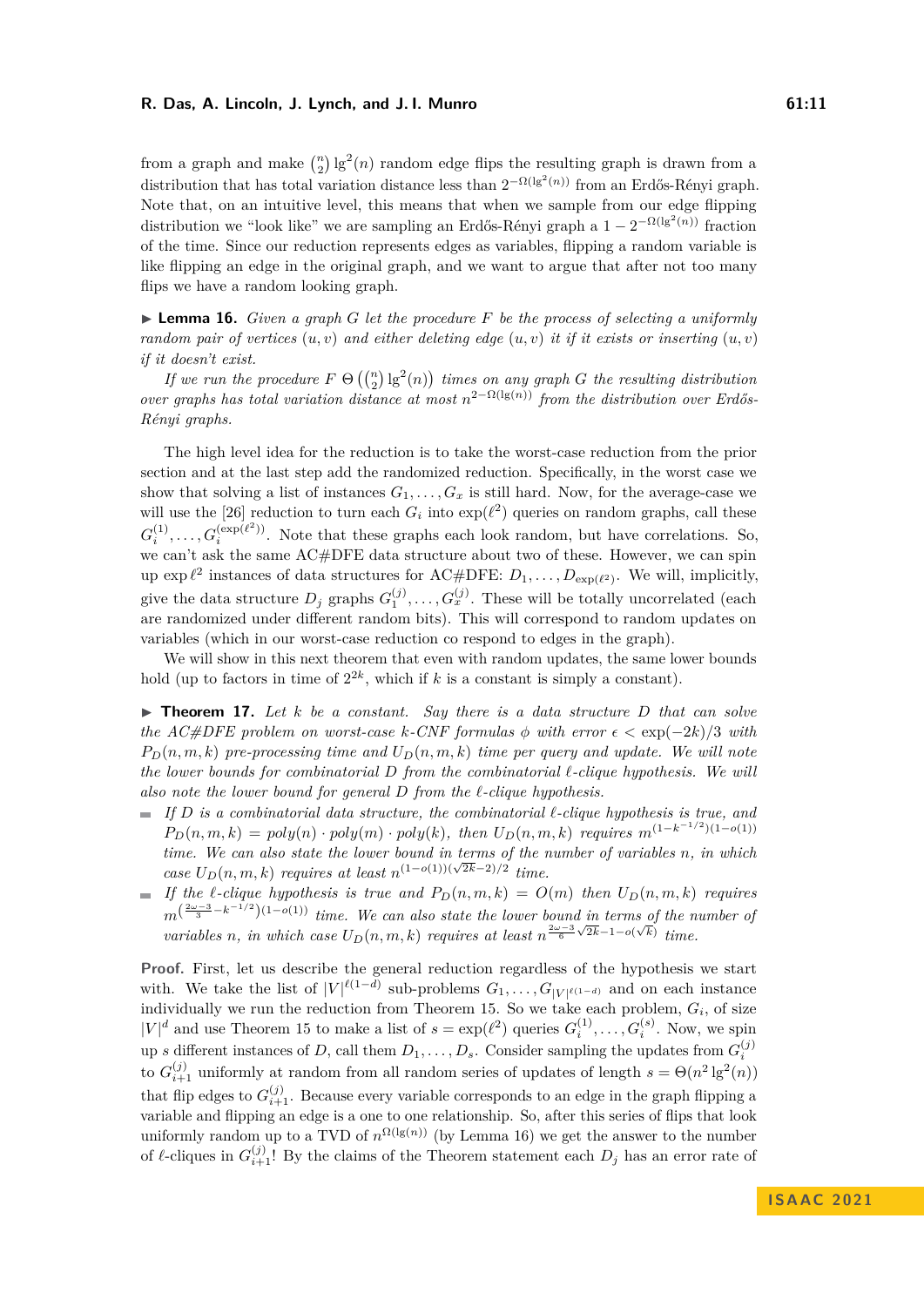from a graph and make $\binom{n}{2}\lg^2(n)$ random edge flips the resulting graph is drawn from a distribution that has total variation distance less than $2^{-\Omega(\lg^2(n))}$ from an Erdős-Rényi graph. Note that, on an intuitive level, this means that when we sample from our edge flipping distribution we "look like" we are sampling an Erdős-Rényi graph a $1-2^{-\Omega(\lg^2(n))}$ fraction of the time. Since our reduction represents edges as variables, flipping a random variable is like flipping an edge in the original graph, and we want to argue that after not too many flips we have a random looking graph.

▶ **Lemma 16.** *Given a graph $G$ let the procedure $F$ be the process of selecting a uniformly random pair of vertices $(u, v)$ and either deleting edge $(u, v)$ it if it exists or inserting $(u, v)$ if it doesn't exist.*

*If we run the procedure $F$ $\Theta\left(\binom{n}{2}\lg^2(n)\right)$ times on any graph $G$ the resulting distribution over graphs has total variation distance at most $n^{2-\Omega(\lg(n))}$ from the distribution over Erdős-Rényi graphs.*

The high level idea for the reduction is to take the worst-case reduction from the prior section and at the last step add the randomized reduction. Specifically, in the worst case we show that solving a list of instances $G_1, \ldots, G_x$ is still hard. Now, for the average-case we will use the [26] reduction to turn each $G_i$ into $\exp(\ell^2)$ queries on random graphs, call these $G_i^{(1)}, \ldots, G_i^{(\exp(\ell^2))}$. Note that these graphs each look random, but have correlations. So, we can't ask the same AC#DFE data structure about two of these. However, we can spin up $\exp \ell^2$ instances of data structures for AC#DFE: $D_1, \ldots, D_{\exp(\ell^2)}$. We will, implicitly, give the data structure $D_j$ graphs $G_1^{(j)}, \ldots, G_x^{(j)}$. These will be totally uncorrelated (each are randomized under different random bits). This will correspond to random updates on variables (which in our worst-case reduction co respond to edges in the graph).

We will show in this next theorem that even with random updates, the same lower bounds hold (up to factors in time of $2^{2k}$, which if $k$ is a constant is simply a constant).

▶ **Theorem 17.** *Let $k$ be a constant. Say there is a data structure $D$ that can solve the AC#DFE problem on worst-case $k$-CNF formulas $\phi$ with error $\epsilon < \exp(-2k)/3$ with $P_D(n, m, k)$ pre-processing time and $U_D(n, m, k)$ time per query and update. We will note the lower bounds for combinatorial $D$ from the combinatorial $\ell$-clique hypothesis. We will also note the lower bound for general $D$ from the $\ell$-clique hypothesis.*

- *If $D$ is a combinatorial data structure, the combinatorial $\ell$-clique hypothesis is true, and $P_D(n, m, k) = poly(n) \cdot poly(m) \cdot poly(k)$, then $U_D(n, m, k)$ requires $m^{(1-k^{-1/2})(1-o(1))}$ time. We can also state the lower bound in terms of the number of variables $n$, in which case $U_D(n, m, k)$ requires at least $n^{(1-o(1))(\sqrt{2k}-2)/2}$ time.*
- *If the $\ell$-clique hypothesis is true and $P_D(n, m, k) = O(m)$ then $U_D(n, m, k)$ requires $m^{\left(\frac{2\omega-3}{3}-k^{-1/2}\right)(1-o(1))}$ time. We can also state the lower bound in terms of the number of variables $n$, in which case $U_D(n, m, k)$ requires at least $n^{\frac{2\omega-3}{6}\sqrt{2k}-1-o(\sqrt{k})}$ time.*

**Proof.** First, let us describe the general reduction regardless of the hypothesis we start with. We take the list of $|V|^{\ell(1-d)}$ sub-problems $G_1, \ldots, G_{|V|^{\ell(1-d)}}$ and on each instance individually we run the reduction from Theorem 15. So we take each problem, $G_i$, of size $|V|^d$ and use Theorem 15 to make a list of $s = \exp(\ell^2)$ queries $G_i^{(1)}, \ldots, G_i^{(s)}$. Now, we spin up $s$ different instances of $D$, call them $D_1, \ldots, D_s$. Consider sampling the updates from $G_i^{(j)}$ to $G_{i+1}^{(j)}$ uniformly at random from all random series of updates of length $s = \Theta(n^2 \lg^2(n))$ that flip edges to $G_{i+1}^{(j)}$. Because every variable corresponds to an edge in the graph flipping a variable and flipping an edge is a one to one relationship. So, after this series of flips that look uniformly random up to a TVD of $n^{\Omega(\lg(n))}$ (by Lemma 16) we get the answer to the number of $\ell$-cliques in $G_{i+1}^{(j)}$! By the claims of the Theorem statement each $D_j$ has an error rate of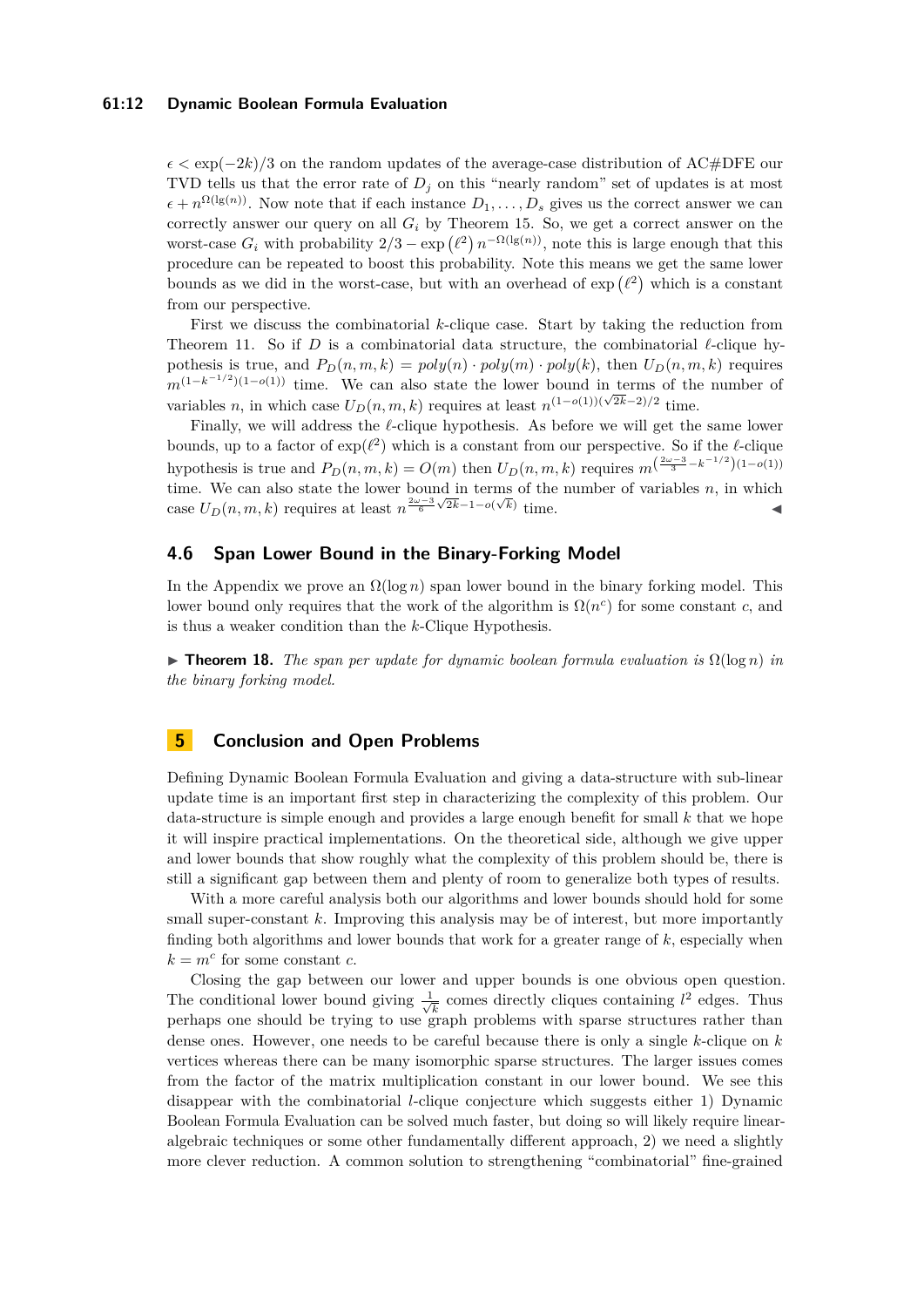$\epsilon < \exp(-2k)/3$ on the random updates of the average-case distribution of AC#DFE our TVD tells us that the error rate of $D_j$ on this "nearly random" set of updates is at most $\epsilon + n^{\Omega(\lg(n))}$. Now note that if each instance $D_1, \ldots, D_s$ gives us the correct answer we can correctly answer our query on all $G_i$ by Theorem 15. So, we get a correct answer on the worst-case $G_i$ with probability $2/3 - \exp(\ell^2)\, n^{-\Omega(\lg(n))}$, note this is large enough that this procedure can be repeated to boost this probability. Note this means we get the same lower bounds as we did in the worst-case, but with an overhead of $\exp(\ell^2)$ which is a constant from our perspective.

First we discuss the combinatorial $k$-clique case. Start by taking the reduction from Theorem 11. So if $D$ is a combinatorial data structure, the combinatorial $\ell$-clique hypothesis is true, and $P_D(n, m, k) = poly(n) \cdot poly(m) \cdot poly(k)$, then $U_D(n, m, k)$ requires $m^{(1-k^{-1/2})(1-o(1))}$ time. We can also state the lower bound in terms of the number of variables $n$, in which case $U_D(n, m, k)$ requires at least $n^{(1-o(1))(\sqrt{2k}-2)/2}$ time.

Finally, we will address the $\ell$-clique hypothesis. As before we will get the same lower bounds, up to a factor of $\exp(\ell^2)$ which is a constant from our perspective. So if the $\ell$-clique hypothesis is true and $P_D(n, m, k) = O(m)$ then $U_D(n, m, k)$ requires $m^{\left(\frac{2\omega-3}{3} - k^{-1/2}\right)(1-o(1))}$ time. We can also state the lower bound in terms of the number of variables $n$, in which case $U_D(n, m, k)$ requires at least $n^{\frac{2\omega-3}{6}\sqrt{2k}-1-o(\sqrt{k})}$ time. ◀

## 4.6 Span Lower Bound in the Binary-Forking Model

In the Appendix we prove an $\Omega(\log n)$ span lower bound in the binary forking model. This lower bound only requires that the work of the algorithm is $\Omega(n^c)$ for some constant $c$, and is thus a weaker condition than the $k$-Clique Hypothesis.

▶ **Theorem 18.** *The span per update for dynamic boolean formula evaluation is $\Omega(\log n)$ in the binary forking model.*

# 5 Conclusion and Open Problems

Defining Dynamic Boolean Formula Evaluation and giving a data-structure with sub-linear update time is an important first step in characterizing the complexity of this problem. Our data-structure is simple enough and provides a large enough benefit for small $k$ that we hope it will inspire practical implementations. On the theoretical side, although we give upper and lower bounds that show roughly what the complexity of this problem should be, there is still a significant gap between them and plenty of room to generalize both types of results.

With a more careful analysis both our algorithms and lower bounds should hold for some small super-constant $k$. Improving this analysis may be of interest, but more importantly finding both algorithms and lower bounds that work for a greater range of $k$, especially when $k = m^c$ for some constant $c$.

Closing the gap between our lower and upper bounds is one obvious open question. The conditional lower bound giving $\frac{1}{\sqrt{k}}$ comes directly cliques containing $l^2$ edges. Thus perhaps one should be trying to use graph problems with sparse structures rather than dense ones. However, one needs to be careful because there is only a single $k$-clique on $k$ vertices whereas there can be many isomorphic sparse structures. The larger issues comes from the factor of the matrix multiplication constant in our lower bound. We see this disappear with the combinatorial $l$-clique conjecture which suggests either 1) Dynamic Boolean Formula Evaluation can be solved much faster, but doing so will likely require linear-algebraic techniques or some other fundamentally different approach, 2) we need a slightly more clever reduction. A common solution to strengthening "combinatorial" fine-grained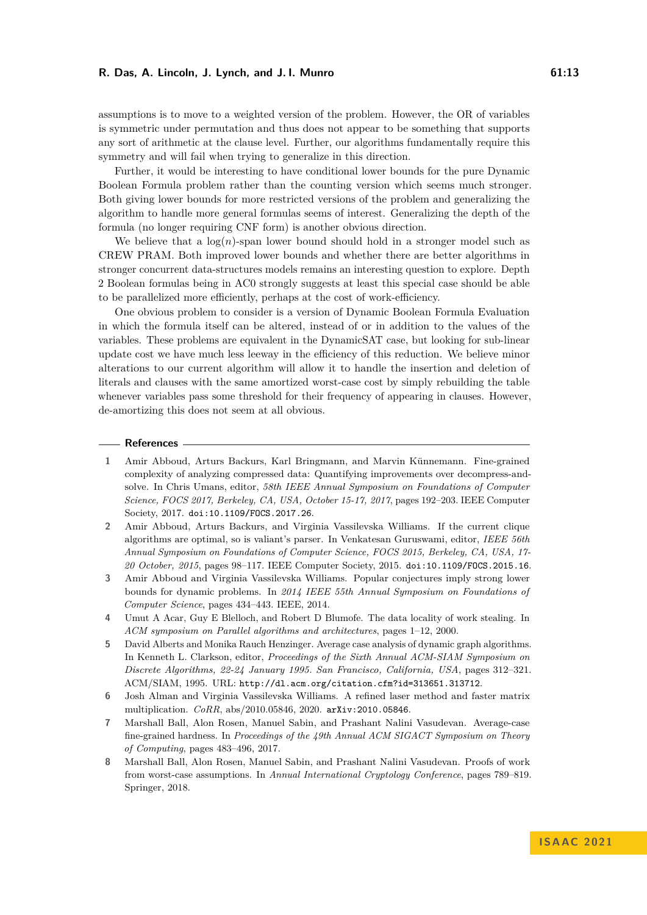assumptions is to move to a weighted version of the problem. However, the OR of variables is symmetric under permutation and thus does not appear to be something that supports any sort of arithmetic at the clause level. Further, our algorithms fundamentally require this symmetry and will fail when trying to generalize in this direction.

Further, it would be interesting to have conditional lower bounds for the pure Dynamic Boolean Formula problem rather than the counting version which seems much stronger. Both giving lower bounds for more restricted versions of the problem and generalizing the algorithm to handle more general formulas seems of interest. Generalizing the depth of the formula (no longer requiring CNF form) is another obvious direction.

We believe that a $\log(n)$-span lower bound should hold in a stronger model such as CREW PRAM. Both improved lower bounds and whether there are better algorithms in stronger concurrent data-structures models remains an interesting question to explore. Depth 2 Boolean formulas being in AC0 strongly suggests at least this special case should be able to be parallelized more efficiently, perhaps at the cost of work-efficiency.

One obvious problem to consider is a version of Dynamic Boolean Formula Evaluation in which the formula itself can be altered, instead of or in addition to the values of the variables. These problems are equivalent in the DynamicSAT case, but looking for sub-linear update cost we have much less leeway in the efficiency of this reduction. We believe minor alterations to our current algorithm will allow it to handle the insertion and deletion of literals and clauses with the same amortized worst-case cost by simply rebuilding the table whenever variables pass some threshold for their frequency of appearing in clauses. However, de-amortizing this does not seem at all obvious.

## References

1. Amir Abboud, Arturs Backurs, Karl Bringmann, and Marvin Künnemann. Fine-grained complexity of analyzing compressed data: Quantifying improvements over decompress-and-solve. In Chris Umans, editor, *58th IEEE Annual Symposium on Foundations of Computer Science, FOCS 2017, Berkeley, CA, USA, October 15-17, 2017*, pages 192–203. IEEE Computer Society, 2017. doi:10.1109/FOCS.2017.26.
2. Amir Abboud, Arturs Backurs, and Virginia Vassilevska Williams. If the current clique algorithms are optimal, so is valiant's parser. In Venkatesan Guruswami, editor, *IEEE 56th Annual Symposium on Foundations of Computer Science, FOCS 2015, Berkeley, CA, USA, 17-20 October, 2015*, pages 98–117. IEEE Computer Society, 2015. doi:10.1109/FOCS.2015.16.
3. Amir Abboud and Virginia Vassilevska Williams. Popular conjectures imply strong lower bounds for dynamic problems. In *2014 IEEE 55th Annual Symposium on Foundations of Computer Science*, pages 434–443. IEEE, 2014.
4. Umut A Acar, Guy E Blelloch, and Robert D Blumofe. The data locality of work stealing. In *ACM symposium on Parallel algorithms and architectures*, pages 1–12, 2000.
5. David Alberts and Monika Rauch Henzinger. Average case analysis of dynamic graph algorithms. In Kenneth L. Clarkson, editor, *Proceedings of the Sixth Annual ACM-SIAM Symposium on Discrete Algorithms, 22-24 January 1995. San Francisco, California, USA*, pages 312–321. ACM/SIAM, 1995. URL: http://dl.acm.org/citation.cfm?id=313651.313712.
6. Josh Alman and Virginia Vassilevska Williams. A refined laser method and faster matrix multiplication. *CoRR*, abs/2010.05846, 2020. arXiv:2010.05846.
7. Marshall Ball, Alon Rosen, Manuel Sabin, and Prashant Nalini Vasudevan. Average-case fine-grained hardness. In *Proceedings of the 49th Annual ACM SIGACT Symposium on Theory of Computing*, pages 483–496, 2017.
8. Marshall Ball, Alon Rosen, Manuel Sabin, and Prashant Nalini Vasudevan. Proofs of work from worst-case assumptions. In *Annual International Cryptology Conference*, pages 789–819. Springer, 2018.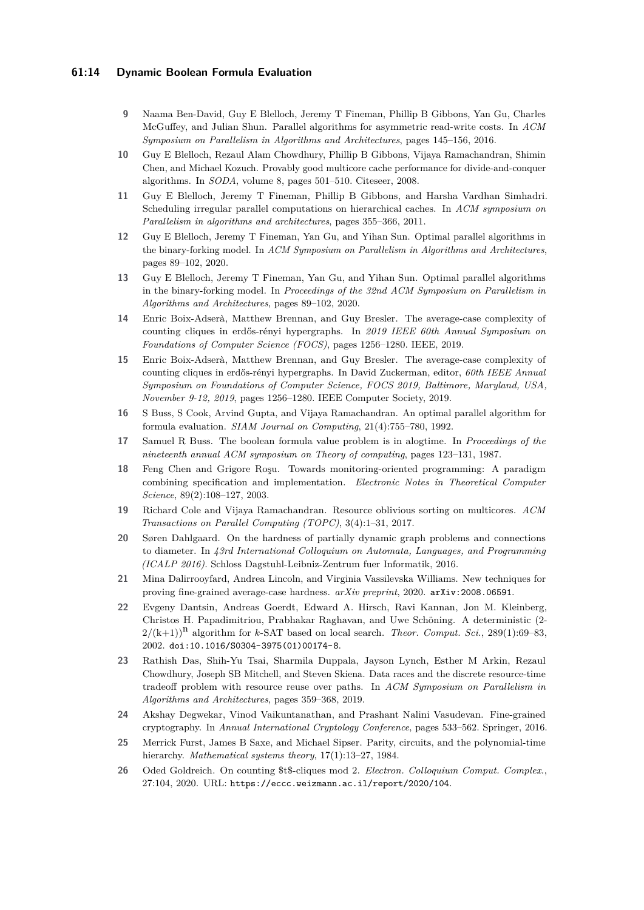9 Naama Ben-David, Guy E Blelloch, Jeremy T Fineman, Phillip B Gibbons, Yan Gu, Charles McGuffey, and Julian Shun. Parallel algorithms for asymmetric read-write costs. In *ACM Symposium on Parallelism in Algorithms and Architectures*, pages 145–156, 2016.

10 Guy E Blelloch, Rezaul Alam Chowdhury, Phillip B Gibbons, Vijaya Ramachandran, Shimin Chen, and Michael Kozuch. Provably good multicore cache performance for divide-and-conquer algorithms. In *SODA*, volume 8, pages 501–510. Citeseer, 2008.

11 Guy E Blelloch, Jeremy T Fineman, Phillip B Gibbons, and Harsha Vardhan Simhadri. Scheduling irregular parallel computations on hierarchical caches. In *ACM symposium on Parallelism in algorithms and architectures*, pages 355–366, 2011.

12 Guy E Blelloch, Jeremy T Fineman, Yan Gu, and Yihan Sun. Optimal parallel algorithms in the binary-forking model. In *ACM Symposium on Parallelism in Algorithms and Architectures*, pages 89–102, 2020.

13 Guy E Blelloch, Jeremy T Fineman, Yan Gu, and Yihan Sun. Optimal parallel algorithms in the binary-forking model. In *Proceedings of the 32nd ACM Symposium on Parallelism in Algorithms and Architectures*, pages 89–102, 2020.

14 Enric Boix-Adserà, Matthew Brennan, and Guy Bresler. The average-case complexity of counting cliques in erdős-rényi hypergraphs. In *2019 IEEE 60th Annual Symposium on Foundations of Computer Science (FOCS)*, pages 1256–1280. IEEE, 2019.

15 Enric Boix-Adserà, Matthew Brennan, and Guy Bresler. The average-case complexity of counting cliques in erdős-rényi hypergraphs. In David Zuckerman, editor, *60th IEEE Annual Symposium on Foundations of Computer Science, FOCS 2019, Baltimore, Maryland, USA, November 9-12, 2019*, pages 1256–1280. IEEE Computer Society, 2019.

16 S Buss, S Cook, Arvind Gupta, and Vijaya Ramachandran. An optimal parallel algorithm for formula evaluation. *SIAM Journal on Computing*, 21(4):755–780, 1992.

17 Samuel R Buss. The boolean formula value problem is in alogtime. In *Proceedings of the nineteenth annual ACM symposium on Theory of computing*, pages 123–131, 1987.

18 Feng Chen and Grigore Roşu. Towards monitoring-oriented programming: A paradigm combining specification and implementation. *Electronic Notes in Theoretical Computer Science*, 89(2):108–127, 2003.

19 Richard Cole and Vijaya Ramachandran. Resource oblivious sorting on multicores. *ACM Transactions on Parallel Computing (TOPC)*, 3(4):1–31, 2017.

20 Søren Dahlgaard. On the hardness of partially dynamic graph problems and connections to diameter. In *43rd International Colloquium on Automata, Languages, and Programming (ICALP 2016)*. Schloss Dagstuhl-Leibniz-Zentrum fuer Informatik, 2016.

21 Mina Dalirrooyfard, Andrea Lincoln, and Virginia Vassilevska Williams. New techniques for proving fine-grained average-case hardness. *arXiv preprint*, 2020. arXiv:2008.06591.

22 Evgeny Dantsin, Andreas Goerdt, Edward A. Hirsch, Ravi Kannan, Jon M. Kleinberg, Christos H. Papadimitriou, Prabhakar Raghavan, and Uwe Schöning. A deterministic $(2-2/(k+1))^n$ algorithm for $k$-SAT based on local search. *Theor. Comput. Sci.*, 289(1):69–83, 2002. doi:10.1016/S0304-3975(01)00174-8.

23 Rathish Das, Shih-Yu Tsai, Sharmila Duppala, Jayson Lynch, Esther M Arkin, Rezaul Chowdhury, Joseph SB Mitchell, and Steven Skiena. Data races and the discrete resource-time tradeoff problem with resource reuse over paths. In *ACM Symposium on Parallelism in Algorithms and Architectures*, pages 359–368, 2019.

24 Akshay Degwekar, Vinod Vaikuntanathan, and Prashant Nalini Vasudevan. Fine-grained cryptography. In *Annual International Cryptology Conference*, pages 533–562. Springer, 2016.

25 Merrick Furst, James B Saxe, and Michael Sipser. Parity, circuits, and the polynomial-time hierarchy. *Mathematical systems theory*, 17(1):13–27, 1984.

26 Oded Goldreich. On counting $t$-cliques mod 2. *Electron. Colloquium Comput. Complex.*, 27:104, 2020. URL: https://eccc.weizmann.ac.il/report/2020/104.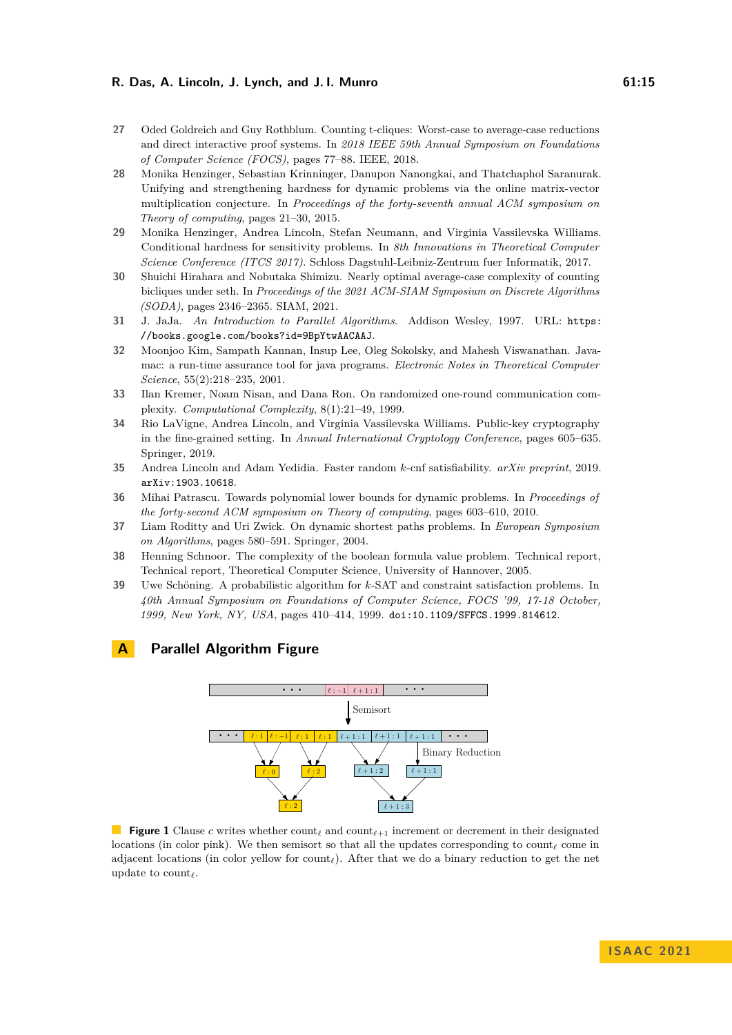27. Oded Goldreich and Guy Rothblum. Counting t-cliques: Worst-case to average-case reductions and direct interactive proof systems. In *2018 IEEE 59th Annual Symposium on Foundations of Computer Science (FOCS)*, pages 77–88. IEEE, 2018.
28. Monika Henzinger, Sebastian Krinninger, Danupon Nanongkai, and Thatchaphol Saranurak. Unifying and strengthening hardness for dynamic problems via the online matrix-vector multiplication conjecture. In *Proceedings of the forty-seventh annual ACM symposium on Theory of computing*, pages 21–30, 2015.
29. Monika Henzinger, Andrea Lincoln, Stefan Neumann, and Virginia Vassilevska Williams. Conditional hardness for sensitivity problems. In *8th Innovations in Theoretical Computer Science Conference (ITCS 2017)*. Schloss Dagstuhl-Leibniz-Zentrum fuer Informatik, 2017.
30. Shuichi Hirahara and Nobutaka Shimizu. Nearly optimal average-case complexity of counting bicliques under seth. In *Proceedings of the 2021 ACM-SIAM Symposium on Discrete Algorithms (SODA)*, pages 2346–2365. SIAM, 2021.
31. J. JaJa. *An Introduction to Parallel Algorithms*. Addison Wesley, 1997. URL: https://books.google.com/books?id=9BpYtwAACAAJ.
32. Moonjoo Kim, Sampath Kannan, Insup Lee, Oleg Sokolsky, and Mahesh Viswanathan. Java-mac: a run-time assurance tool for java programs. *Electronic Notes in Theoretical Computer Science*, 55(2):218–235, 2001.
33. Ilan Kremer, Noam Nisan, and Dana Ron. On randomized one-round communication complexity. *Computational Complexity*, 8(1):21–49, 1999.
34. Rio LaVigne, Andrea Lincoln, and Virginia Vassilevska Williams. Public-key cryptography in the fine-grained setting. In *Annual International Cryptology Conference*, pages 605–635. Springer, 2019.
35. Andrea Lincoln and Adam Yedidia. Faster random $k$-cnf satisfiability. *arXiv preprint*, 2019. arXiv:1903.10618.
36. Mihai Patrascu. Towards polynomial lower bounds for dynamic problems. In *Proceedings of the forty-second ACM symposium on Theory of computing*, pages 603–610, 2010.
37. Liam Roditty and Uri Zwick. On dynamic shortest paths problems. In *European Symposium on Algorithms*, pages 580–591. Springer, 2004.
38. Henning Schnoor. The complexity of the boolean formula value problem. Technical report, Technical report, Theoretical Computer Science, University of Hannover, 2005.
39. Uwe Schöning. A probabilistic algorithm for $k$-SAT and constraint satisfaction problems. In *40th Annual Symposium on Foundations of Computer Science, FOCS '99, 17-18 October, 1999, New York, NY, USA*, pages 410–414, 1999. doi:10.1109/SFFCS.1999.814612.

# A Parallel Algorithm Figure

**Figure 1** Clause $c$ writes whether $\text{count}_\ell$ and $\text{count}_{\ell+1}$ increment or decrement in their designated locations (in color pink). We then semisort so that all the updates corresponding to $\text{count}_\ell$ come in adjacent locations (in color yellow for $\text{count}_\ell$). After that we do a binary reduction to get the net update to $\text{count}_\ell$.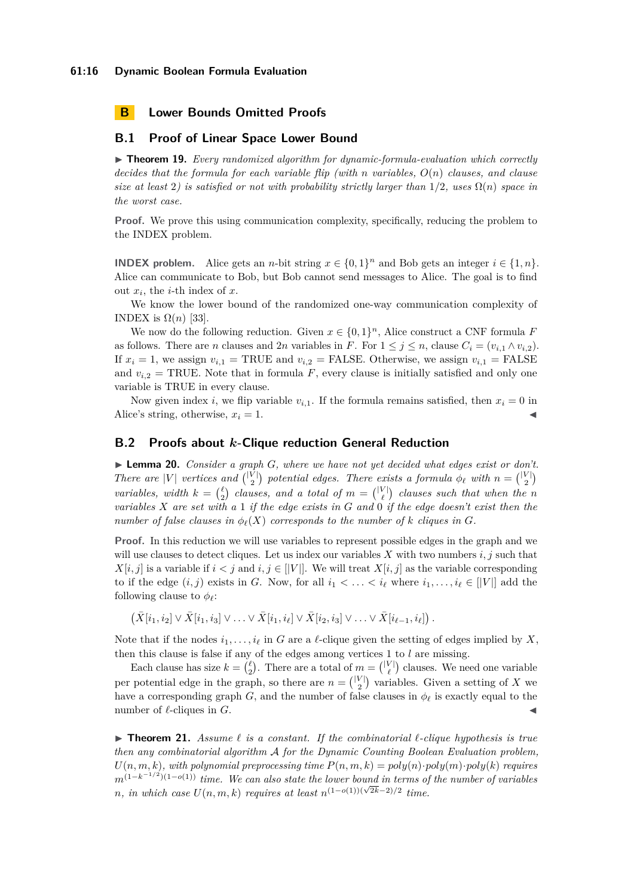## B Lower Bounds Omitted Proofs

### B.1 Proof of Linear Space Lower Bound

▶ **Theorem 19.** *Every randomized algorithm for dynamic-formula-evaluation which correctly decides that the formula for each variable flip (with $n$ variables, $O(n)$ clauses, and clause size at least 2) is satisfied or not with probability strictly larger than 1/2, uses $\Omega(n)$ space in the worst case.*

**Proof.** We prove this using communication complexity, specifically, reducing the problem to the INDEX problem.

**INDEX problem.** Alice gets an $n$-bit string $x \in \{0,1\}^n$ and Bob gets an integer $i \in \{1, n\}$. Alice can communicate to Bob, but Bob cannot send messages to Alice. The goal is to find out $x_i$, the $i$-th index of $x$.

We know the lower bound of the randomized one-way communication complexity of INDEX is $\Omega(n)$ [33].

We now do the following reduction. Given $x \in \{0,1\}^n$, Alice construct a CNF formula $F$ as follows. There are $n$ clauses and $2n$ variables in $F$. For $1 \le j \le n$, clause $C_i = (v_{i,1} \wedge v_{i,2})$. If $x_i = 1$, we assign $v_{i,1} =$ TRUE and $v_{i,2} =$ FALSE. Otherwise, we assign $v_{i,1} =$ FALSE and $v_{i,2} =$ TRUE. Note that in formula $F$, every clause is initially satisfied and only one variable is TRUE in every clause.

Now given index $i$, we flip variable $v_{i,1}$. If the formula remains satisfied, then $x_i = 0$ in Alice's string, otherwise, $x_i = 1$. ◀

### B.2 Proofs about $k$-Clique reduction General Reduction

▶ **Lemma 20.** *Consider a graph $G$, where we have not yet decided what edges exist or don't. There are $|V|$ vertices and $\binom{|V|}{2}$ potential edges. There exists a formula $\phi_\ell$ with $n = \binom{|V|}{2}$ variables, width $k = \binom{\ell}{2}$ clauses, and a total of $m = \binom{|V|}{\ell}$ clauses such that when the $n$ variables $X$ are set with a 1 if the edge exists in $G$ and 0 if the edge doesn't exist then the number of false clauses in $\phi_\ell(X)$ corresponds to the number of $k$ cliques in $G$.*

**Proof.** In this reduction we will use variables to represent possible edges in the graph and we will use clauses to detect cliques. Let us index our variables $X$ with two numbers $i, j$ such that $X[i,j]$ is a variable if $i < j$ and $i, j \in [|V|]$. We will treat $X[i,j]$ as the variable corresponding to if the edge $(i,j)$ exists in $G$. Now, for all $i_1 < \ldots < i_\ell$ where $i_1, \ldots, i_\ell \in [|V|]$ add the following clause to $\phi_\ell$:

$$\left(\bar{X}[i_1,i_2] \vee \bar{X}[i_1,i_3] \vee \ldots \vee \bar{X}[i_1,i_\ell] \vee \bar{X}[i_2,i_3] \vee \ldots \vee \bar{X}[i_{\ell-1},i_\ell]\right).$$

Note that if the nodes $i_1, \ldots, i_\ell$ in $G$ are a $\ell$-clique given the setting of edges implied by $X$, then this clause is false if any of the edges among vertices 1 to $l$ are missing.

Each clause has size $k = \binom{\ell}{2}$. There are a total of $m = \binom{|V|}{\ell}$ clauses. We need one variable per potential edge in the graph, so there are $n = \binom{|V|}{2}$ variables. Given a setting of $X$ we have a corresponding graph $G$, and the number of false clauses in $\phi_\ell$ is exactly equal to the number of $\ell$-cliques in $G$. ◀

▶ **Theorem 21.** *Assume $\ell$ is a constant. If the combinatorial $\ell$-clique hypothesis is true then any combinatorial algorithm $\mathcal{A}$ for the Dynamic Counting Boolean Evaluation problem, $U(n,m,k)$, with polynomial preprocessing time $P(n,m,k) = poly(n) \cdot poly(m) \cdot poly(k)$ requires $m^{(1-k^{-1/2})(1-o(1))}$ time. We can also state the lower bound in terms of the number of variables $n$, in which case $U(n,m,k)$ requires at least $n^{(1-o(1))(\sqrt{2k}-2)/2}$ time.*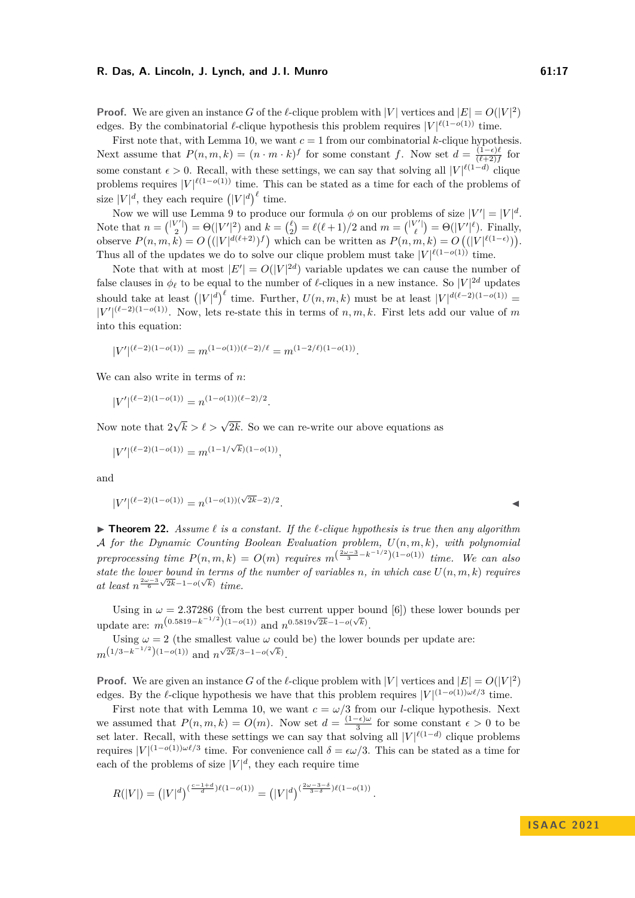**Proof.** We are given an instance $G$ of the $\ell$-clique problem with $|V|$ vertices and $|E| = O(|V|^2)$ edges. By the combinatorial $\ell$-clique hypothesis this problem requires $|V|^{\ell(1-o(1))}$ time.

First note that, with Lemma 10, we want $c = 1$ from our combinatorial $k$-clique hypothesis. Next assume that $P(n, m, k) = (n \cdot m \cdot k)^f$ for some constant $f$. Now set $d = \frac{(1-\epsilon)\ell}{(\ell+2)f}$ for some constant $\epsilon > 0$. Recall, with these settings, we can say that solving all $|V|^{\ell(1-d)}$ clique problems requires $|V|^{\ell(1-o(1))}$ time. This can be stated as a time for each of the problems of size $|V|^d$, they each require $\left(|V|^d\right)^\ell$ time.

Now we will use Lemma 9 to produce our formula $\phi$ on our problems of size $|V'| = |V|^d$. Note that $n = \binom{|V'|}{2} = \Theta(|V'|^2)$ and $k = \binom{\ell}{2} = \ell(\ell+1)/2$ and $m = \binom{|V'|}{\ell} = \Theta(|V'|^\ell)$. Finally, observe $P(n, m, k) = O\left((|V|^{d(\ell+2)})^f\right)$ which can be written as $P(n, m, k) = O\left((|V|^{\ell(1-\epsilon)})\right)$. Thus all of the updates we do to solve our clique problem must take $|V|^{\ell(1-o(1))}$ time.

Note that with at most $|E'| = O(|V|^{2d})$ variable updates we can cause the number of false clauses in $\phi_\ell$ to be equal to the number of $\ell$-cliques in a new instance. So $|V|^{2d}$ updates should take at least $\left(|V|^d\right)^\ell$ time. Further, $U(n, m, k)$ must be at least $|V|^{d(\ell-2)(1-o(1))} = |V'|^{(\ell-2)(1-o(1))}$. Now, lets re-state this in terms of $n, m, k$. First lets add our value of $m$ into this equation:

$$|V'|^{(\ell-2)(1-o(1))} = m^{(1-o(1))(\ell-2)/\ell} = m^{(1-2/\ell)(1-o(1))}.$$

We can also write in terms of $n$:

$$|V'|^{(\ell-2)(1-o(1))} = n^{(1-o(1))(\ell-2)/2}.$$

Now note that $2\sqrt{k} > \ell > \sqrt{2k}$. So we can re-write our above equations as

$$|V'|^{(\ell-2)(1-o(1))} = m^{(1-1/\sqrt{k})(1-o(1))},$$

and

$$|V'|^{(\ell-2)(1-o(1))} = n^{(1-o(1))(\sqrt{2k}-2)/2}.$$ ◀

▶ **Theorem 22.** *Assume $\ell$ is a constant. If the $\ell$-clique hypothesis is true then any algorithm $\mathcal{A}$ for the Dynamic Counting Boolean Evaluation problem, $U(n, m, k)$, with polynomial preprocessing time $P(n, m, k) = O(m)$ requires $m^{\left(\frac{2\omega-3}{3}-k^{-1/2}\right)(1-o(1))}$ time. We can also state the lower bound in terms of the number of variables $n$, in which case $U(n, m, k)$ requires at least $n^{\frac{2\omega-3}{6}\sqrt{2k}-1-o(\sqrt{k})}$ time.*

Using in $\omega = 2.37286$ (from the best current upper bound [6]) these lower bounds per update are: $m^{\left(0.5819-k^{-1/2}\right)(1-o(1))}$ and $n^{0.5819\sqrt{2k}-1-o(\sqrt{k})}$.

Using $\omega = 2$ (the smallest value $\omega$ could be) the lower bounds per update are: $m^{\left(1/3-k^{-1/2}\right)(1-o(1))}$ and $n^{\sqrt{2k}/3-1-o(\sqrt{k})}$.

**Proof.** We are given an instance $G$ of the $\ell$-clique problem with $|V|$ vertices and $|E| = O(|V|^2)$ edges. By the $\ell$-clique hypothesis we have that this problem requires $|V|^{(1-o(1))\omega\ell/3}$ time.

First note that, with Lemma 10, we want $c = \omega/3$ from our $l$-clique hypothesis. Next we assumed that $P(n, m, k) = O(m)$. Now set $d = \frac{(1-\epsilon)\omega}{3}$ for some constant $\epsilon > 0$ to be set later. Recall, with these settings we can say that solving all $|V|^{\ell(1-d)}$ clique problems requires $|V|^{(1-o(1))\omega\ell/3}$ time. For convenience call $\delta = \epsilon\omega/3$. This can be stated as a time for each of the problems of size $|V|^d$, they each require time

$$R(|V|) = \left(|V|^d\right)^{\left(\frac{c-1+d}{d}\right)\ell(1-o(1))} = \left(|V|^d\right)^{\left(\frac{2\omega-3-\delta}{3-\delta}\right)\ell(1-o(1))}.$$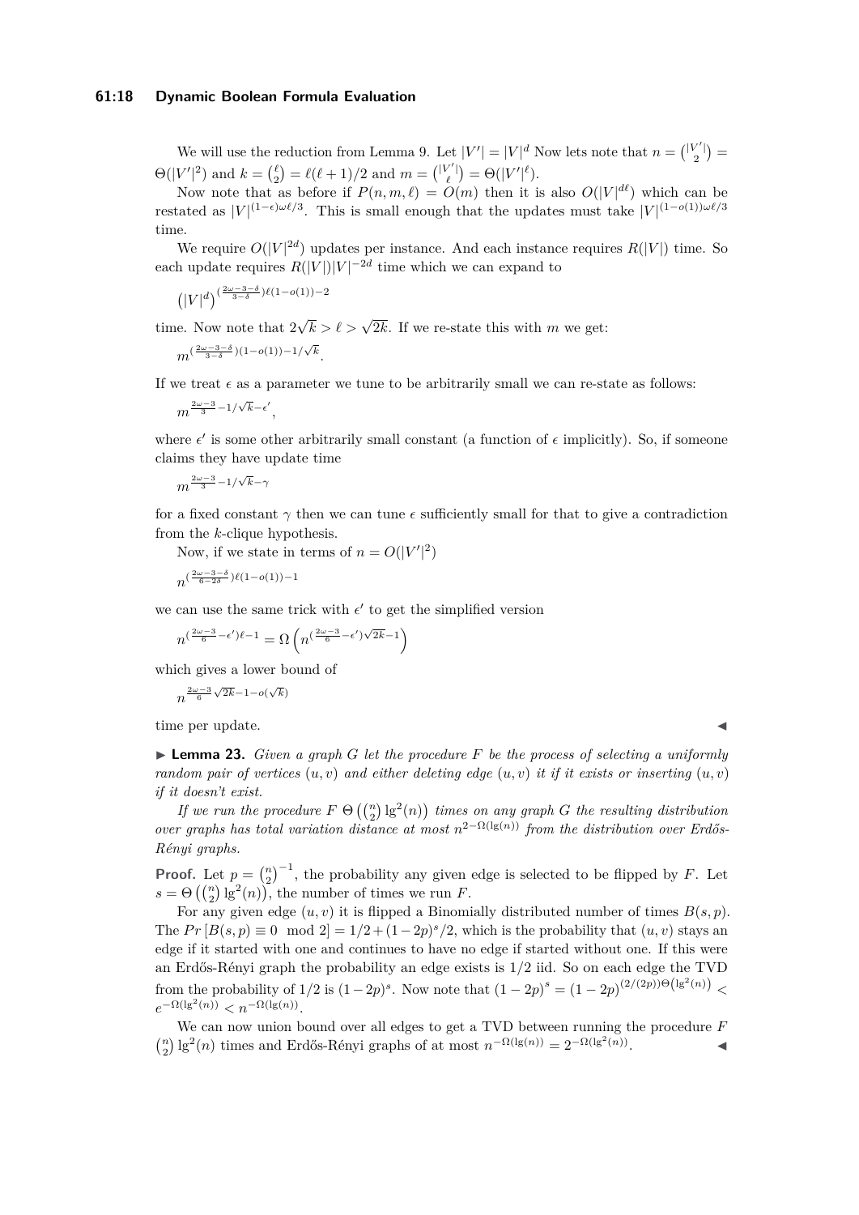We will use the reduction from Lemma 9. Let $|V'| = |V|^d$ Now lets note that $n = \binom{|V'|}{2} = \Theta(|V'|^2)$ and $k = \binom{\ell}{2} = \ell(\ell+1)/2$ and $m = \binom{|V'|}{\ell} = \Theta(|V'|^\ell)$.

Now note that as before if $P(n, m, \ell) = O(m)$ then it is also $O(|V|^{d\ell})$ which can be restated as $|V|^{(1-\epsilon)\omega\ell/3}$. This is small enough that the updates must take $|V|^{(1-o(1))\omega\ell/3}$ time.

We require $O(|V|^{2d})$ updates per instance. And each instance requires $R(|V|)$ time. So each update requires $R(|V|)|V|^{-2d}$ time which we can expand to

$$\left(|V|^d\right)^{\left(\frac{2\omega-3-\delta}{3-\delta}\right)\ell(1-o(1))-2}$$

time. Now note that $2\sqrt{k} > \ell > \sqrt{2k}$. If we re-state this with $m$ we get:

$$m^{\left(\frac{2\omega-3-\delta}{3-\delta}\right)(1-o(1))-1/\sqrt{k}}.$$

If we treat $\epsilon$ as a parameter we tune to be arbitrarily small we can re-state as follows:

$$m^{\frac{2\omega-3}{3}-1/\sqrt{k}-\epsilon'},$$

where $\epsilon'$ is some other arbitrarily small constant (a function of $\epsilon$ implicitly). So, if someone claims they have update time

$$m^{\frac{2\omega-3}{3}-1/\sqrt{k}-\gamma}$$

for a fixed constant $\gamma$ then we can tune $\epsilon$ sufficiently small for that to give a contradiction from the $k$-clique hypothesis.

Now, if we state in terms of $n = O(|V'|^2)$

$$n^{\left(\frac{2\omega-3-\delta}{6-2\delta}\right)\ell(1-o(1))-1}$$

we can use the same trick with $\epsilon'$ to get the simplified version

$$n^{\left(\frac{2\omega-3}{6}-\epsilon'\right)\ell-1} = \Omega\left(n^{\left(\frac{2\omega-3}{6}-\epsilon'\right)\sqrt{2k}-1}\right)$$

which gives a lower bound of

$$n^{\frac{2\omega-3}{6}\sqrt{2k}-1-o(\sqrt{k})}$$

time per update. ◀

▶ **Lemma 23.** *Given a graph $G$ let the procedure $F$ be the process of selecting a uniformly random pair of vertices $(u, v)$ and either deleting edge $(u, v)$ it if it exists or inserting $(u, v)$ if it doesn't exist.*

*If we run the procedure $F$ $\Theta\left(\binom{n}{2}\lg^2(n)\right)$ times on any graph $G$ the resulting distribution over graphs has total variation distance at most $n^{2-\Omega(\lg(n))}$ from the distribution over Erdős-Rényi graphs.*

**Proof.** Let $p = \binom{n}{2}^{-1}$, the probability any given edge is selected to be flipped by $F$. Let $s = \Theta\left(\binom{n}{2}\lg^2(n)\right)$, the number of times we run $F$.

For any given edge $(u, v)$ it is flipped a Binomially distributed number of times $B(s, p)$. The $Pr\left[B(s, p) \equiv 0 \mod 2\right] = 1/2 + (1-2p)^s/2$, which is the probability that $(u, v)$ stays an edge if it started with one and continues to have no edge if started without one. If this were an Erdős-Rényi graph the probability an edge exists is $1/2$ iid. So on each edge the TVD from the probability of $1/2$ is $(1-2p)^s$. Now note that $(1-2p)^s = (1-2p)^{(2/(2p))\Theta\left(\lg^2(n)\right)} < e^{-\Omega(\lg^2(n))} < n^{-\Omega(\lg(n))}$.

We can now union bound over all edges to get a TVD between running the procedure $F$ $\binom{n}{2}\lg^2(n)$ times and Erdős-Rényi graphs of at most $n^{-\Omega(\lg(n))} = 2^{-\Omega(\lg^2(n))}$. ◀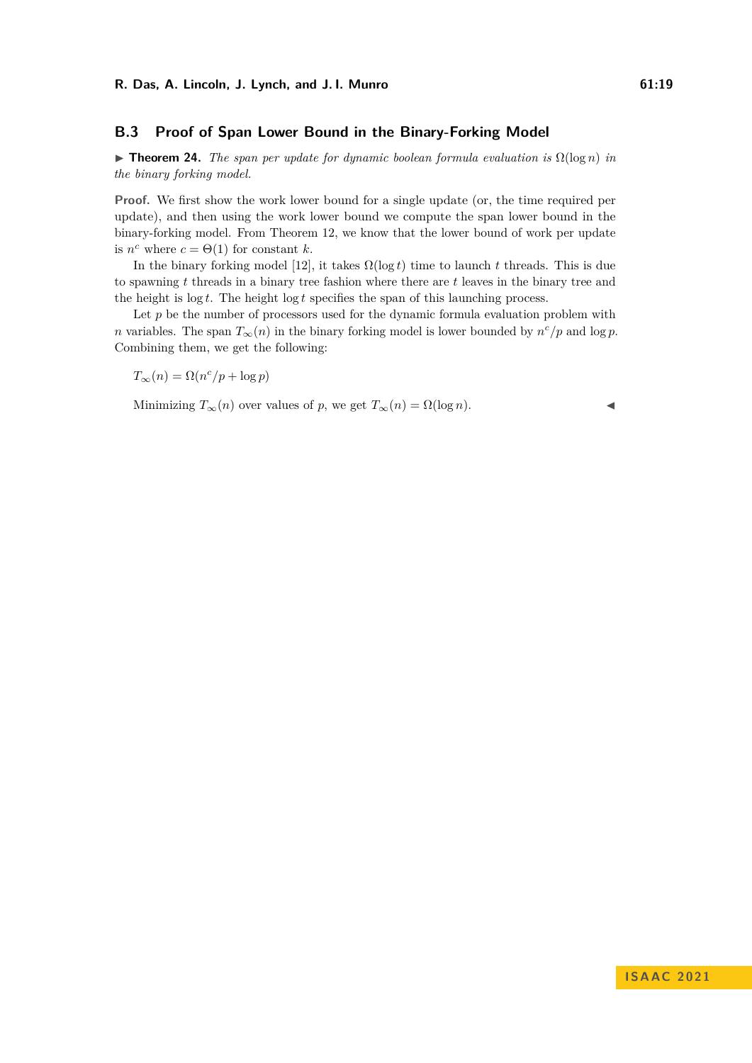## B.3 Proof of Span Lower Bound in the Binary-Forking Model

▶ **Theorem 24.** *The span per update for dynamic boolean formula evaluation is $\Omega(\log n)$ in the binary forking model.*

**Proof.** We first show the work lower bound for a single update (or, the time required per update), and then using the work lower bound we compute the span lower bound in the binary-forking model. From Theorem 12, we know that the lower bound of work per update is $n^c$ where $c = \Theta(1)$ for constant $k$.

In the binary forking model [12], it takes $\Omega(\log t)$ time to launch $t$ threads. This is due to spawning $t$ threads in a binary tree fashion where there are $t$ leaves in the binary tree and the height is $\log t$. The height $\log t$ specifies the span of this launching process.

Let $p$ be the number of processors used for the dynamic formula evaluation problem with $n$ variables. The span $T_\infty(n)$ in the binary forking model is lower bounded by $n^c/p$ and $\log p$. Combining them, we get the following:

$$T_\infty(n) = \Omega(n^c/p + \log p)$$

Minimizing $T_\infty(n)$ over values of $p$, we get $T_\infty(n) = \Omega(\log n)$. ◀